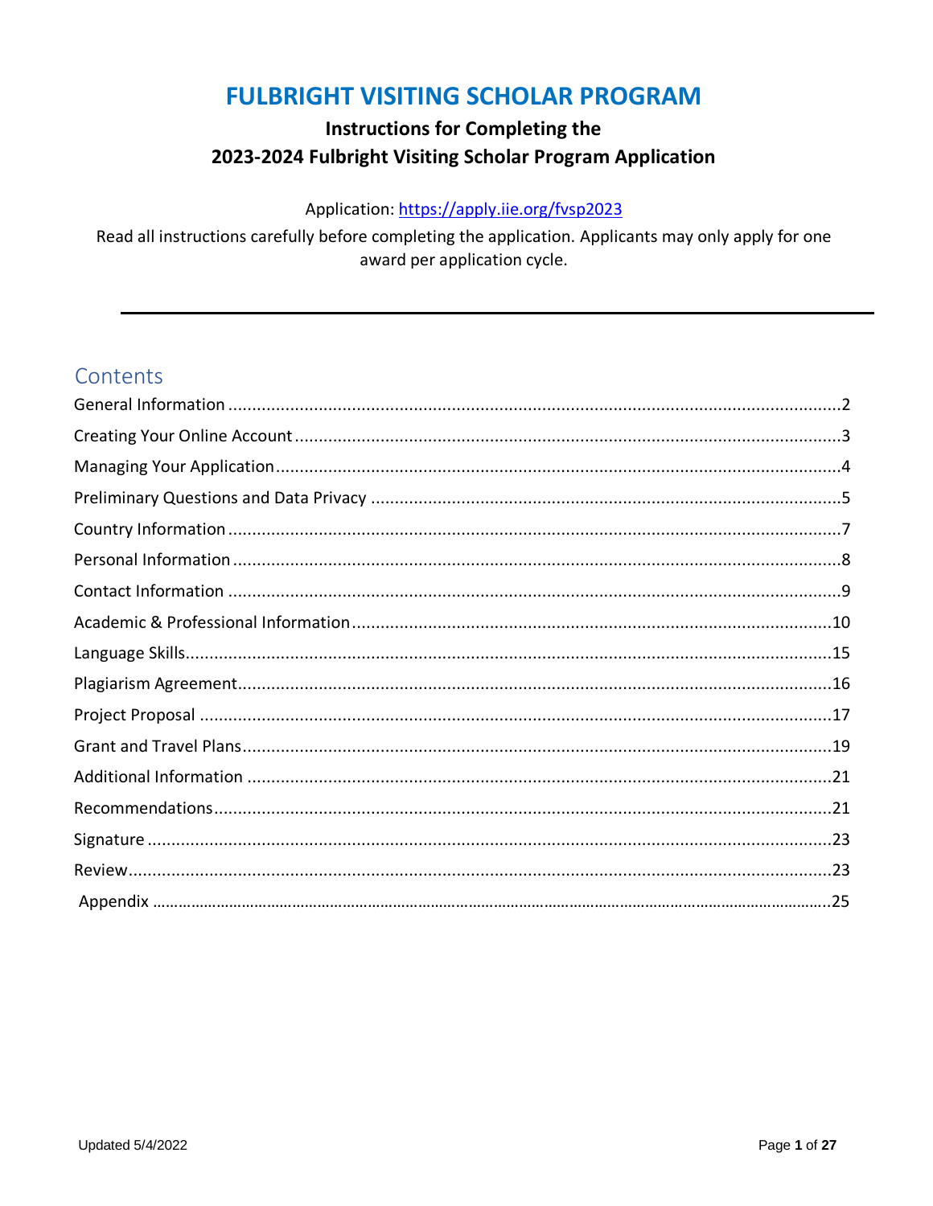# FULBRIGHT VISITING SCHOLAR PROGRAM

## Instructions for Completing the 2023-2024 Fulbright Visiting Scholar Program Application

Application: https://apply.iie.org/fvsp2023

Read all instructions carefully before completing the application. Applicants may only apply for one award per application cycle.

---

## Contents

| Section | Page |
|---|---|
| General Information | 2 |
| Creating Your Online Account | 3 |
| Managing Your Application | 4 |
| Preliminary Questions and Data Privacy | 5 |
| Country Information | 7 |
| Personal Information | 8 |
| Contact Information | 9 |
| Academic & Professional Information | 10 |
| Language Skills | 15 |
| Plagiarism Agreement | 16 |
| Project Proposal | 17 |
| Grant and Travel Plans | 19 |
| Additional Information | 21 |
| Recommendations | 21 |
| Signature | 23 |
| Review | 23 |
| Appendix | 25 |

Updated 5/4/2022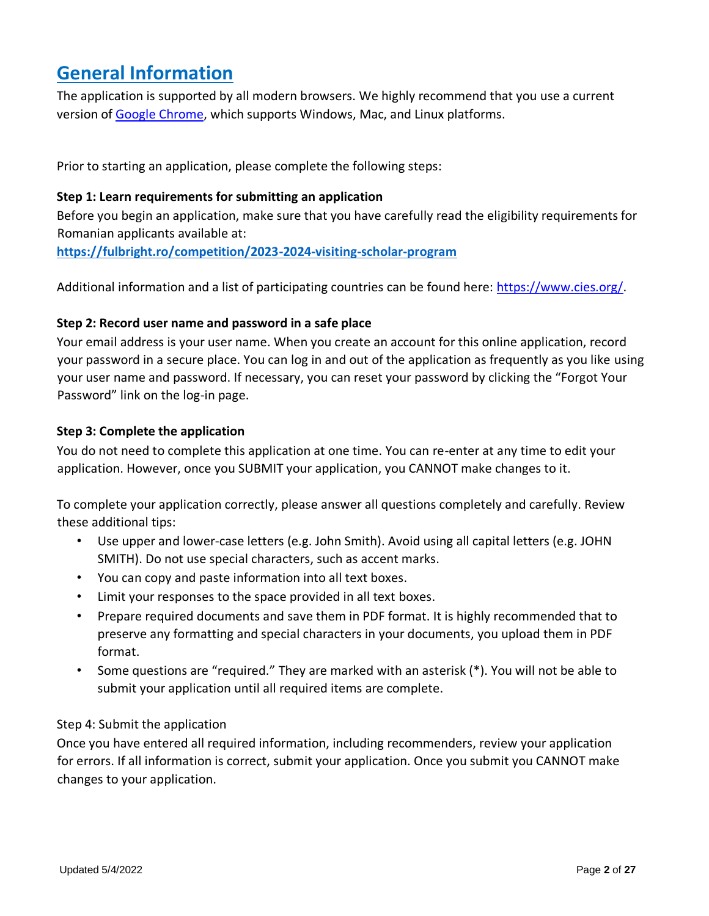## General Information

The application is supported by all modern browsers. We highly recommend that you use a current version of Google Chrome, which supports Windows, Mac, and Linux platforms.

Prior to starting an application, please complete the following steps:

**Step 1: Learn requirements for submitting an application**

Before you begin an application, make sure that you have carefully read the eligibility requirements for Romanian applicants available at:

**https://fulbright.ro/competition/2023-2024-visiting-scholar-program**

Additional information and a list of participating countries can be found here: https://www.cies.org/.

**Step 2: Record user name and password in a safe place**

Your email address is your user name. When you create an account for this online application, record your password in a secure place. You can log in and out of the application as frequently as you like using your user name and password. If necessary, you can reset your password by clicking the "Forgot Your Password" link on the log-in page.

**Step 3: Complete the application**

You do not need to complete this application at one time. You can re-enter at any time to edit your application. However, once you SUBMIT your application, you CANNOT make changes to it.

To complete your application correctly, please answer all questions completely and carefully. Review these additional tips:

- Use upper and lower-case letters (e.g. John Smith). Avoid using all capital letters (e.g. JOHN SMITH). Do not use special characters, such as accent marks.
- You can copy and paste information into all text boxes.
- Limit your responses to the space provided in all text boxes.
- Prepare required documents and save them in PDF format. It is highly recommended that to preserve any formatting and special characters in your documents, you upload them in PDF format.
- Some questions are "required." They are marked with an asterisk (*). You will not be able to submit your application until all required items are complete.

Step 4: Submit the application

Once you have entered all required information, including recommenders, review your application for errors. If all information is correct, submit your application. Once you submit you CANNOT make changes to your application.

Updated 5/4/2022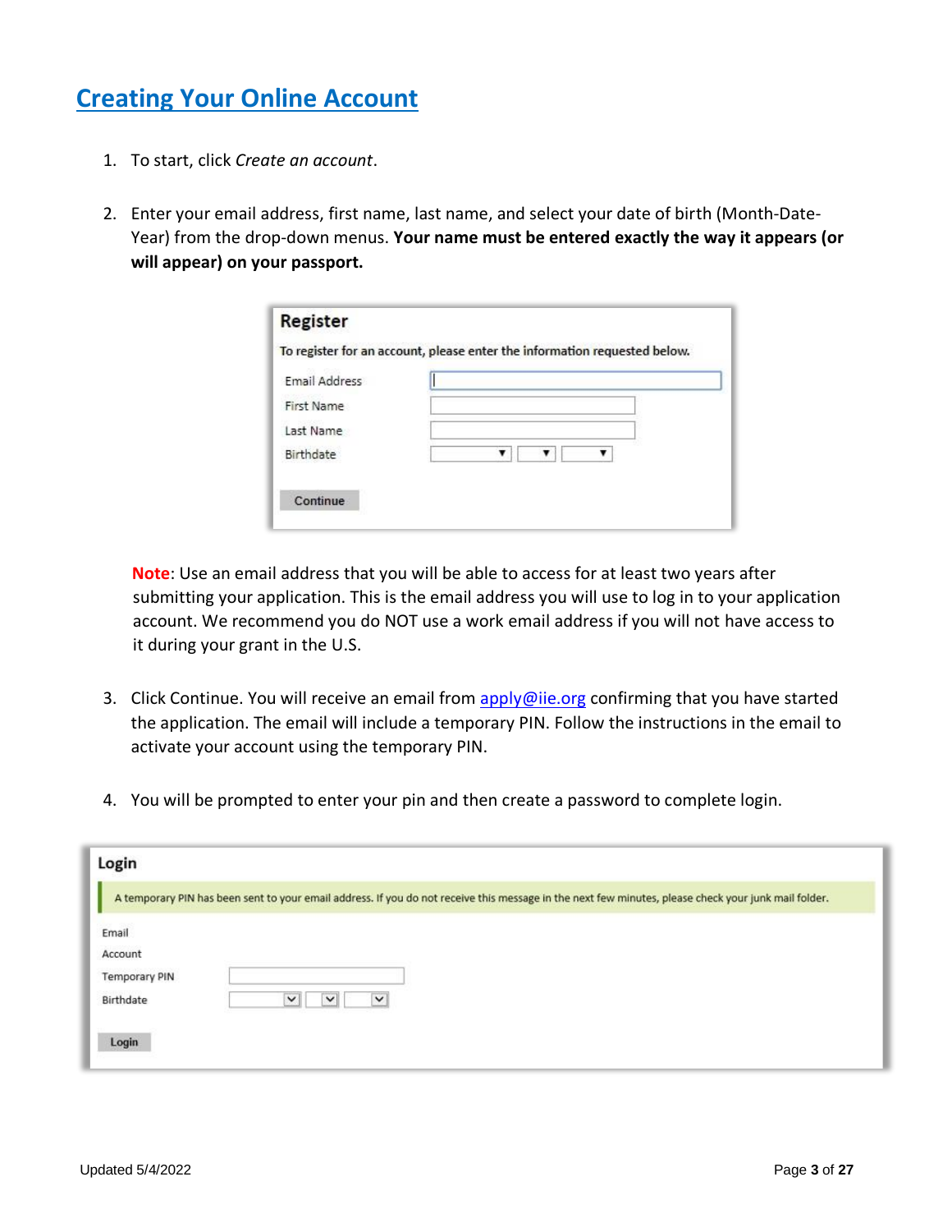## Creating Your Online Account

1. To start, click *Create an account*.

2. Enter your email address, first name, last name, and select your date of birth (Month-Date-Year) from the drop-down menus. **Your name must be entered exactly the way it appears (or will appear) on your passport.**

   **Register**

   To register for an account, please enter the information requested below.

   Email Address

   First Name

   Last Name

   Birthdate

   Continue

   **Note**: Use an email address that you will be able to access for at least two years after submitting your application. This is the email address you will use to log in to your application account. We recommend you do NOT use a work email address if you will not have access to it during your grant in the U.S.

3. Click Continue. You will receive an email from apply@iie.org confirming that you have started the application. The email will include a temporary PIN. Follow the instructions in the email to activate your account using the temporary PIN.

4. You will be prompted to enter your pin and then create a password to complete login.

**Login**

A temporary PIN has been sent to your email address. If you do not receive this message in the next few minutes, please check your junk mail folder.

Email

Account

Temporary PIN

Birthdate

Login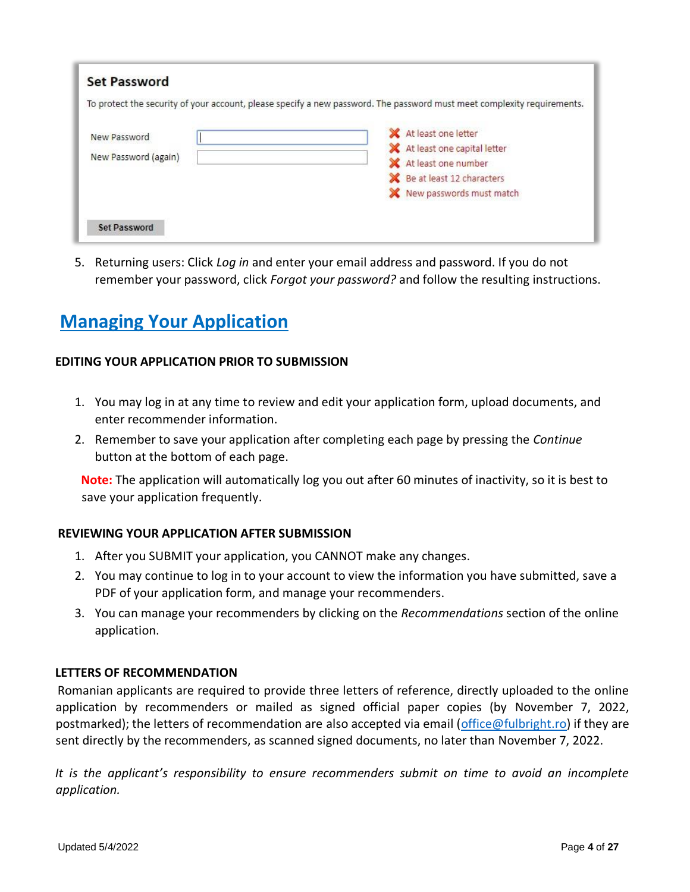**Set Password**

To protect the security of your account, please specify a new password. The password must meet complexity requirements.

New Password

New Password (again)

- ✖ At least one letter
- ✖ At least one capital letter
- ✖ At least one number
- ✖ Be at least 12 characters
- ✖ New passwords must match

Set Password

5. Returning users: Click *Log in* and enter your email address and password. If you do not remember your password, click *Forgot your password?* and follow the resulting instructions.

## Managing Your Application

### EDITING YOUR APPLICATION PRIOR TO SUBMISSION

1. You may log in at any time to review and edit your application form, upload documents, and enter recommender information.
2. Remember to save your application after completing each page by pressing the *Continue* button at the bottom of each page.

**Note:** The application will automatically log you out after 60 minutes of inactivity, so it is best to save your application frequently.

### REVIEWING YOUR APPLICATION AFTER SUBMISSION

1. After you SUBMIT your application, you CANNOT make any changes.
2. You may continue to log in to your account to view the information you have submitted, save a PDF of your application form, and manage your recommenders.
3. You can manage your recommenders by clicking on the *Recommendations* section of the online application.

### LETTERS OF RECOMMENDATION

Romanian applicants are required to provide three letters of reference, directly uploaded to the online application by recommenders or mailed as signed official paper copies (by November 7, 2022, postmarked); the letters of recommendation are also accepted via email (office@fulbright.ro) if they are sent directly by the recommenders, as scanned signed documents, no later than November 7, 2022.

*It is the applicant's responsibility to ensure recommenders submit on time to avoid an incomplete application.*

Updated 5/4/2022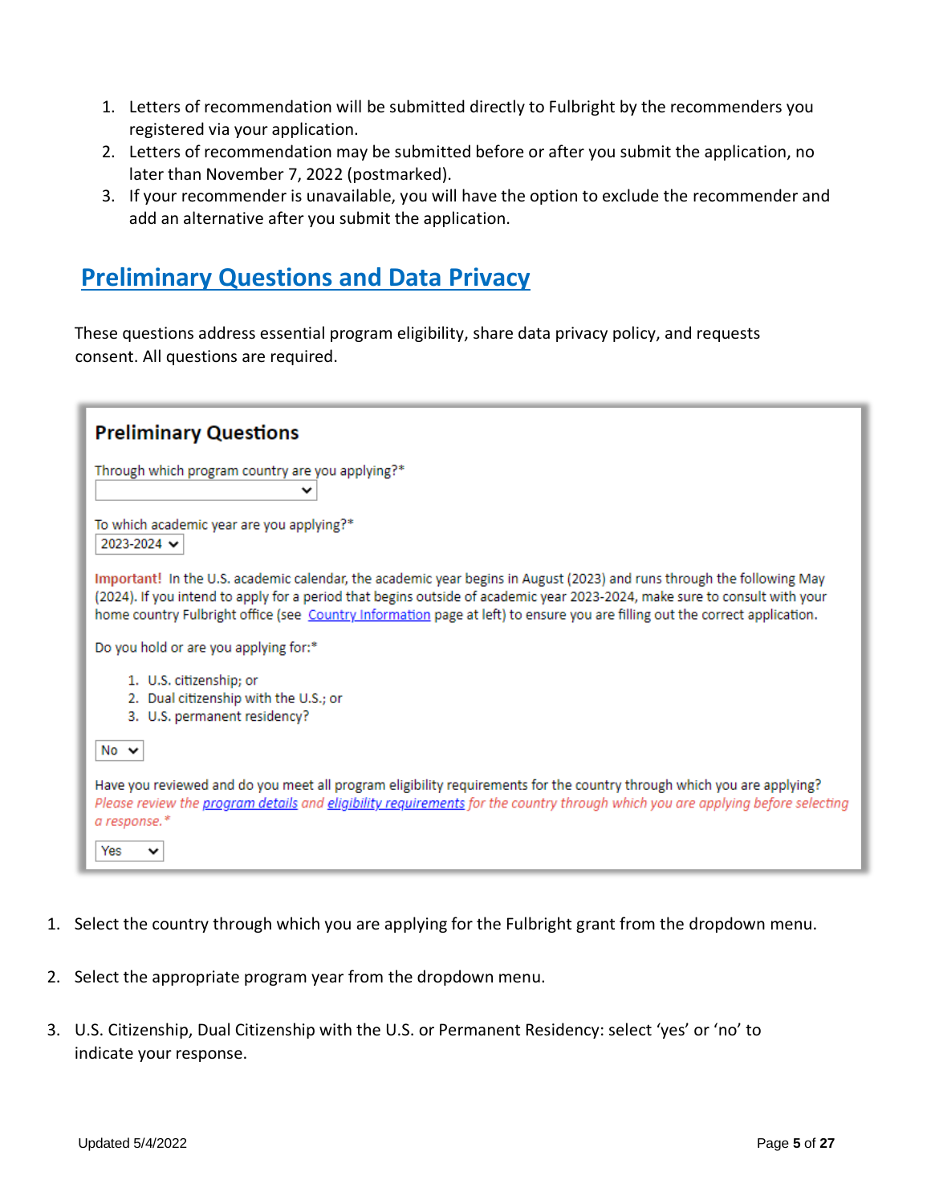1. Letters of recommendation will be submitted directly to Fulbright by the recommenders you registered via your application.
2. Letters of recommendation may be submitted before or after you submit the application, no later than November 7, 2022 (postmarked).
3. If your recommender is unavailable, you will have the option to exclude the recommender and add an alternative after you submit the application.

## Preliminary Questions and Data Privacy

These questions address essential program eligibility, share data privacy policy, and requests consent. All questions are required.

### Preliminary Questions

Through which program country are you applying?*

[ ]

To which academic year are you applying?*

[2023-2024]

**Important!** In the U.S. academic calendar, the academic year begins in August (2023) and runs through the following May (2024). If you intend to apply for a period that begins outside of academic year 2023-2024, make sure to consult with your home country Fulbright office (see Country Information page at left) to ensure you are filling out the correct application.

Do you hold or are you applying for:*

1. U.S. citizenship; or
2. Dual citizenship with the U.S.; or
3. U.S. permanent residency?

[No]

Have you reviewed and do you meet all program eligibility requirements for the country through which you are applying? *Please review the program details and eligibility requirements for the country through which you are applying before selecting a response.**

[Yes]

1. Select the country through which you are applying for the Fulbright grant from the dropdown menu.
2. Select the appropriate program year from the dropdown menu.
3. U.S. Citizenship, Dual Citizenship with the U.S. or Permanent Residency: select 'yes' or 'no' to indicate your response.

Updated 5/4/2022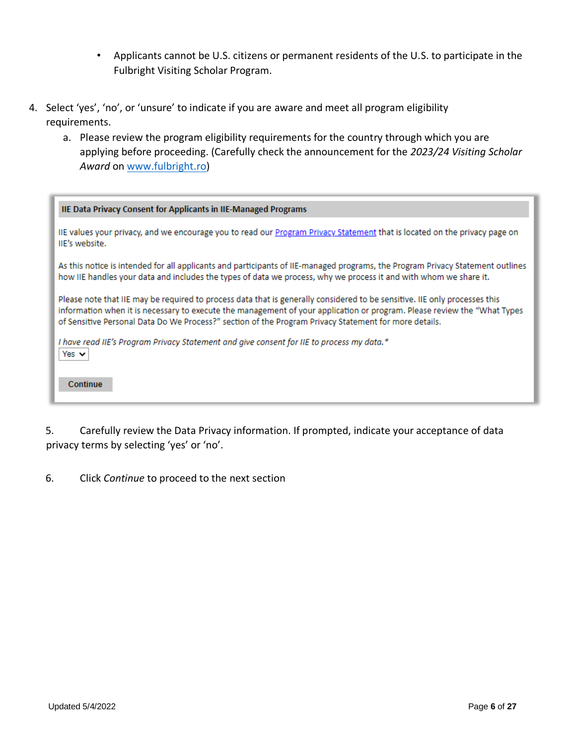- Applicants cannot be U.S. citizens or permanent residents of the U.S. to participate in the Fulbright Visiting Scholar Program.

4. Select 'yes', 'no', or 'unsure' to indicate if you are aware and meet all program eligibility requirements.
   a. Please review the program eligibility requirements for the country through which you are applying before proceeding. (Carefully check the announcement for the *2023/24 Visiting Scholar Award* on [www.fulbright.ro](www.fulbright.ro))

**IIE Data Privacy Consent for Applicants in IIE-Managed Programs**

IIE values your privacy, and we encourage you to read our [Program Privacy Statement]() that is located on the privacy page on IIE's website.

As this notice is intended for all applicants and participants of IIE-managed programs, the Program Privacy Statement outlines how IIE handles your data and includes the types of data we process, why we process it and with whom we share it.

Please note that IIE may be required to process data that is generally considered to be sensitive. IIE only processes this information when it is necessary to execute the management of your application or program. Please review the "What Types of Sensitive Personal Data Do We Process?" section of the Program Privacy Statement for more details.

*I have read IIE's Program Privacy Statement and give consent for IIE to process my data.**

Yes

Continue

5. Carefully review the Data Privacy information. If prompted, indicate your acceptance of data privacy terms by selecting 'yes' or 'no'.

6. Click *Continue* to proceed to the next section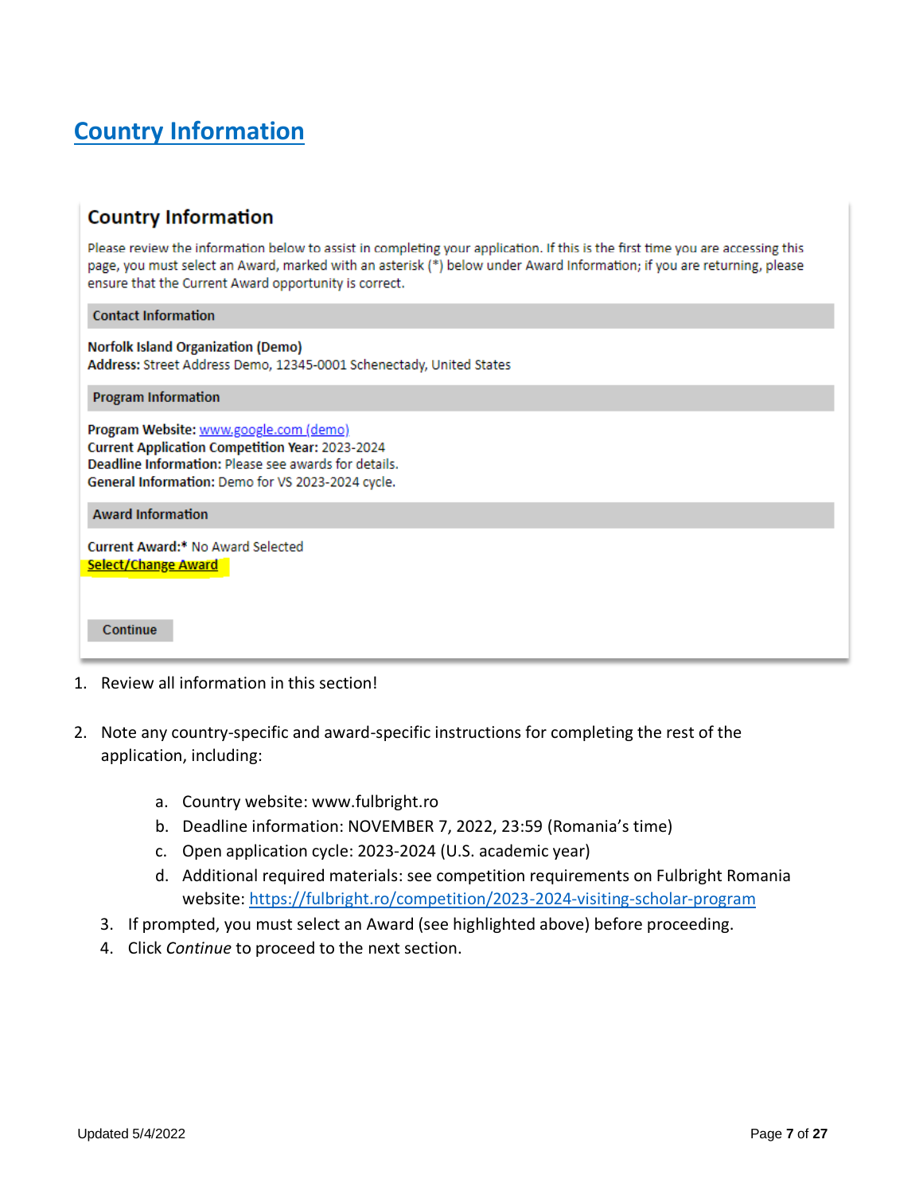# Country Information

## Country Information

Please review the information below to assist in completing your application. If this is the first time you are accessing this page, you must select an Award, marked with an asterisk (*) below under Award Information; if you are returning, please ensure that the Current Award opportunity is correct.

**Contact Information**

**Norfolk Island Organization (Demo)**
**Address:** Street Address Demo, 12345-0001 Schenectady, United States

**Program Information**

**Program Website:** www.google.com (demo)
**Current Application Competition Year:** 2023-2024
**Deadline Information:** Please see awards for details.
**General Information:** Demo for VS 2023-2024 cycle.

**Award Information**

**Current Award:*** No Award Selected
Select/Change Award

Continue

1. Review all information in this section!

2. Note any country-specific and award-specific instructions for completing the rest of the application, including:

    a. Country website: www.fulbright.ro
    b. Deadline information: NOVEMBER 7, 2022, 23:59 (Romania's time)
    c. Open application cycle: 2023-2024 (U.S. academic year)
    d. Additional required materials: see competition requirements on Fulbright Romania website: https://fulbright.ro/competition/2023-2024-visiting-scholar-program

3. If prompted, you must select an Award (see highlighted above) before proceeding.
4. Click *Continue* to proceed to the next section.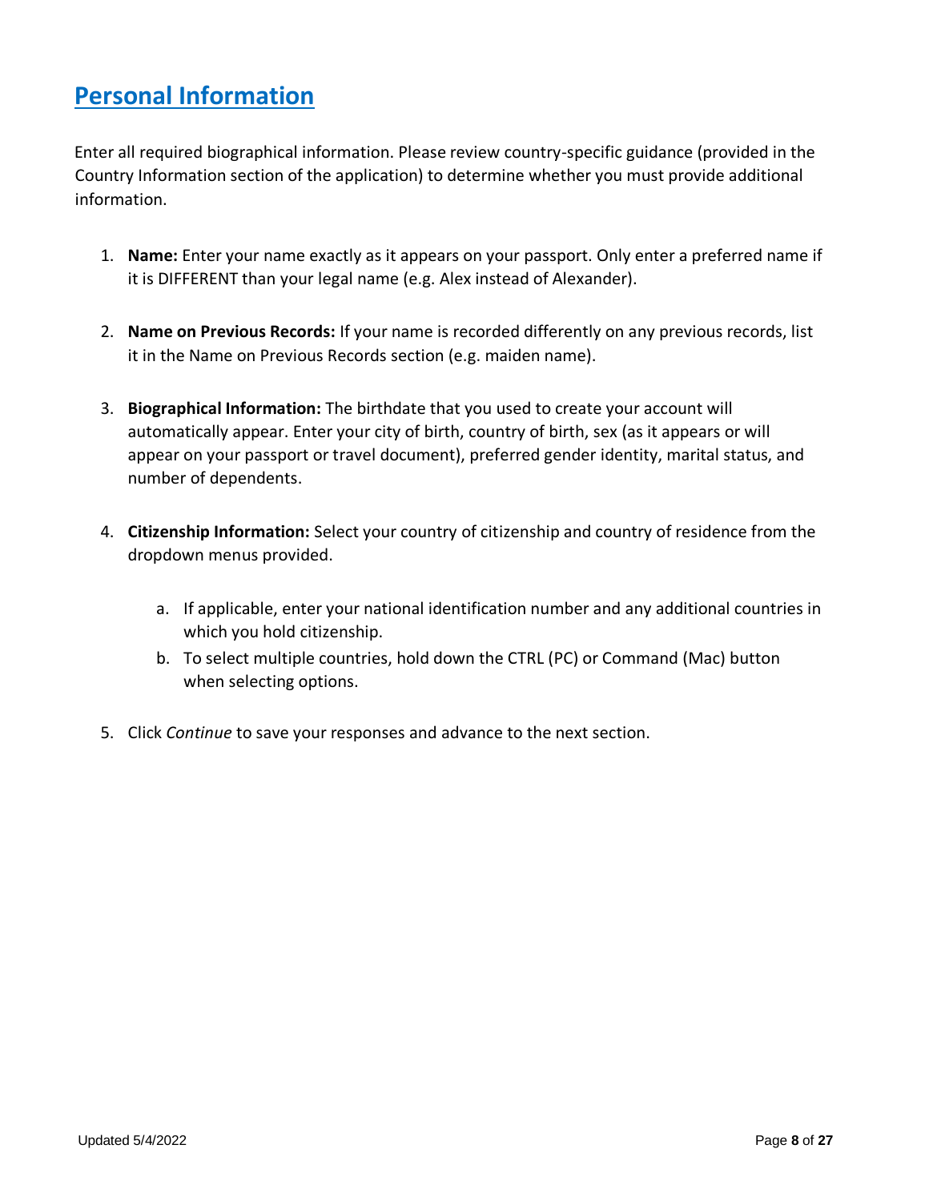## Personal Information

Enter all required biographical information. Please review country-specific guidance (provided in the Country Information section of the application) to determine whether you must provide additional information.

1. **Name:** Enter your name exactly as it appears on your passport. Only enter a preferred name if it is DIFFERENT than your legal name (e.g. Alex instead of Alexander).

2. **Name on Previous Records:** If your name is recorded differently on any previous records, list it in the Name on Previous Records section (e.g. maiden name).

3. **Biographical Information:** The birthdate that you used to create your account will automatically appear. Enter your city of birth, country of birth, sex (as it appears or will appear on your passport or travel document), preferred gender identity, marital status, and number of dependents.

4. **Citizenship Information:** Select your country of citizenship and country of residence from the dropdown menus provided.

   a. If applicable, enter your national identification number and any additional countries in which you hold citizenship.
   b. To select multiple countries, hold down the CTRL (PC) or Command (Mac) button when selecting options.

5. Click *Continue* to save your responses and advance to the next section.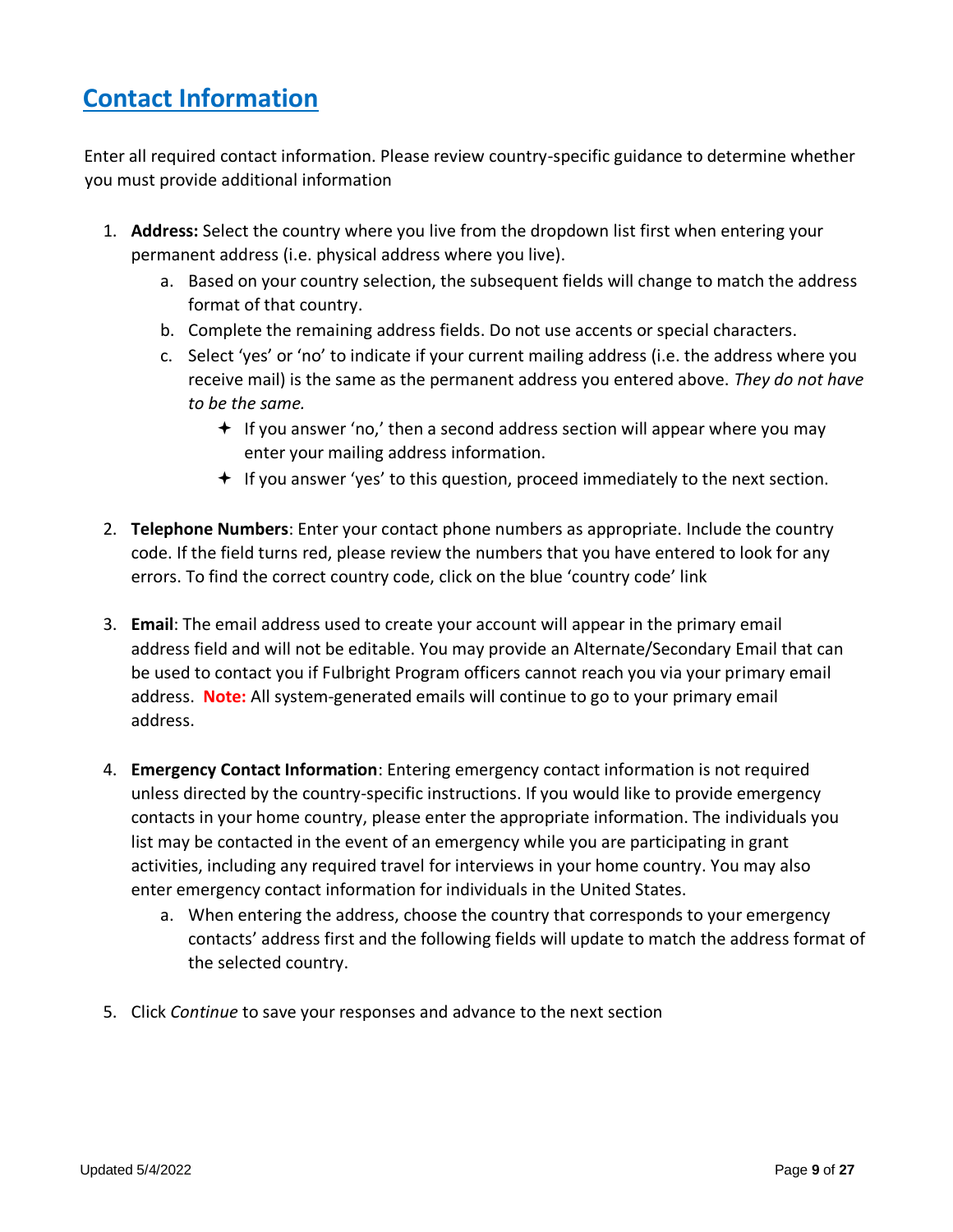## Contact Information

Enter all required contact information. Please review country-specific guidance to determine whether you must provide additional information

1. **Address:** Select the country where you live from the dropdown list first when entering your permanent address (i.e. physical address where you live).
   a. Based on your country selection, the subsequent fields will change to match the address format of that country.
   b. Complete the remaining address fields. Do not use accents or special characters.
   c. Select 'yes' or 'no' to indicate if your current mailing address (i.e. the address where you receive mail) is the same as the permanent address you entered above. *They do not have to be the same.*
      - If you answer 'no,' then a second address section will appear where you may enter your mailing address information.
      - If you answer 'yes' to this question, proceed immediately to the next section.

2. **Telephone Numbers**: Enter your contact phone numbers as appropriate. Include the country code. If the field turns red, please review the numbers that you have entered to look for any errors. To find the correct country code, click on the blue 'country code' link

3. **Email**: The email address used to create your account will appear in the primary email address field and will not be editable. You may provide an Alternate/Secondary Email that can be used to contact you if Fulbright Program officers cannot reach you via your primary email address. **Note:** All system-generated emails will continue to go to your primary email address.

4. **Emergency Contact Information**: Entering emergency contact information is not required unless directed by the country-specific instructions. If you would like to provide emergency contacts in your home country, please enter the appropriate information. The individuals you list may be contacted in the event of an emergency while you are participating in grant activities, including any required travel for interviews in your home country. You may also enter emergency contact information for individuals in the United States.
   a. When entering the address, choose the country that corresponds to your emergency contacts' address first and the following fields will update to match the address format of the selected country.

5. Click *Continue* to save your responses and advance to the next section

Updated 5/4/2022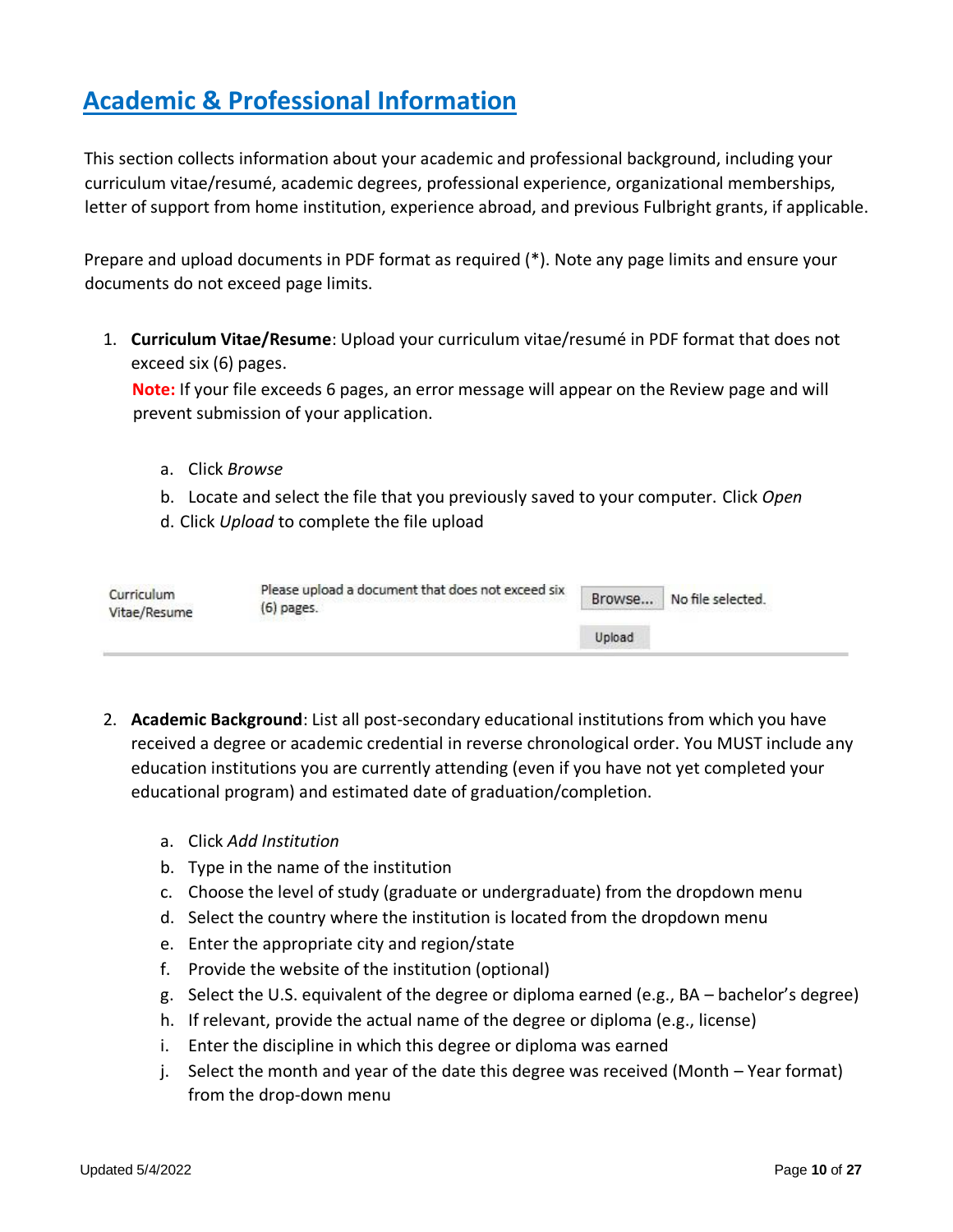## Academic & Professional Information

This section collects information about your academic and professional background, including your curriculum vitae/resumé, academic degrees, professional experience, organizational memberships, letter of support from home institution, experience abroad, and previous Fulbright grants, if applicable.

Prepare and upload documents in PDF format as required (*). Note any page limits and ensure your documents do not exceed page limits.

1. **Curriculum Vitae/Resume**: Upload your curriculum vitae/resumé in PDF format that does not exceed six (6) pages.
   **Note:** If your file exceeds 6 pages, an error message will appear on the Review page and will prevent submission of your application.

   a. Click *Browse*
   b. Locate and select the file that you previously saved to your computer. Click *Open*
   d. Click *Upload* to complete the file upload

| Curriculum Vitae/Resume | Please upload a document that does not exceed six (6) pages. | Browse... No file selected. Upload |
|---|---|---|

2. **Academic Background**: List all post-secondary educational institutions from which you have received a degree or academic credential in reverse chronological order. You MUST include any education institutions you are currently attending (even if you have not yet completed your educational program) and estimated date of graduation/completion.

   a. Click *Add Institution*
   b. Type in the name of the institution
   c. Choose the level of study (graduate or undergraduate) from the dropdown menu
   d. Select the country where the institution is located from the dropdown menu
   e. Enter the appropriate city and region/state
   f. Provide the website of the institution (optional)
   g. Select the U.S. equivalent of the degree or diploma earned (e.g., BA – bachelor's degree)
   h. If relevant, provide the actual name of the degree or diploma (e.g., license)
   i. Enter the discipline in which this degree or diploma was earned
   j. Select the month and year of the date this degree was received (Month – Year format) from the drop-down menu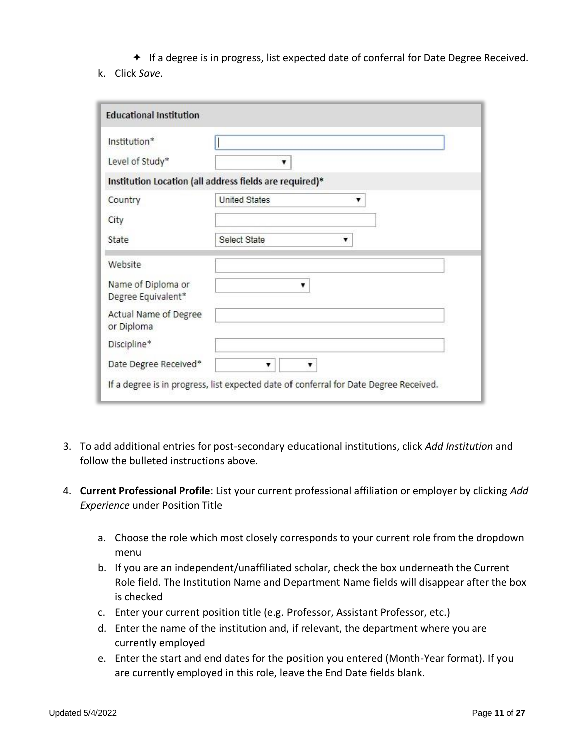- ✦ If a degree is in progress, list expected date of conferral for Date Degree Received.

k. Click *Save*.

| Educational Institution | |
|---|---|
| Institution* | |
| Level of Study* | |
| **Institution Location (all address fields are required)*** | |
| Country | United States |
| City | |
| State | Select State |
| Website | |
| Name of Diploma or Degree Equivalent* | |
| Actual Name of Degree or Diploma | |
| Discipline* | |
| Date Degree Received* | |
| If a degree is in progress, list expected date of conferral for Date Degree Received. | |

3. To add additional entries for post-secondary educational institutions, click *Add Institution* and follow the bulleted instructions above.

4. **Current Professional Profile**: List your current professional affiliation or employer by clicking *Add Experience* under Position Title

   a. Choose the role which most closely corresponds to your current role from the dropdown menu
   b. If you are an independent/unaffiliated scholar, check the box underneath the Current Role field. The Institution Name and Department Name fields will disappear after the box is checked
   c. Enter your current position title (e.g. Professor, Assistant Professor, etc.)
   d. Enter the name of the institution and, if relevant, the department where you are currently employed
   e. Enter the start and end dates for the position you entered (Month-Year format). If you are currently employed in this role, leave the End Date fields blank.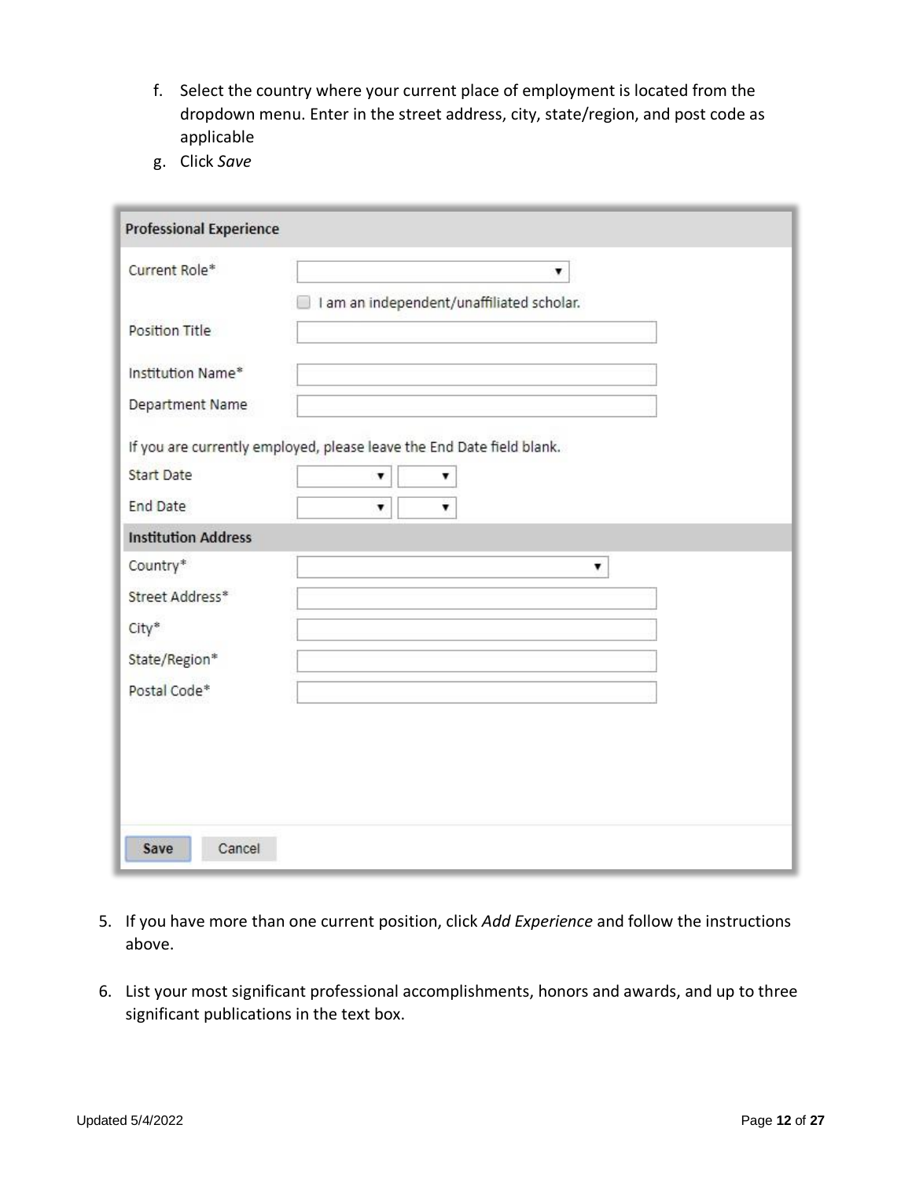f. Select the country where your current place of employment is located from the dropdown menu. Enter in the street address, city, state/region, and post code as applicable
g. Click *Save*

**Professional Experience**

Current Role*

I am an independent/unaffiliated scholar.

Position Title

Institution Name*

Department Name

If you are currently employed, please leave the End Date field blank.

Start Date

End Date

**Institution Address**

Country*

Street Address*

City*

State/Region*

Postal Code*

Save Cancel

5. If you have more than one current position, click *Add Experience* and follow the instructions above.

6. List your most significant professional accomplishments, honors and awards, and up to three significant publications in the text box.

Updated 5/4/2022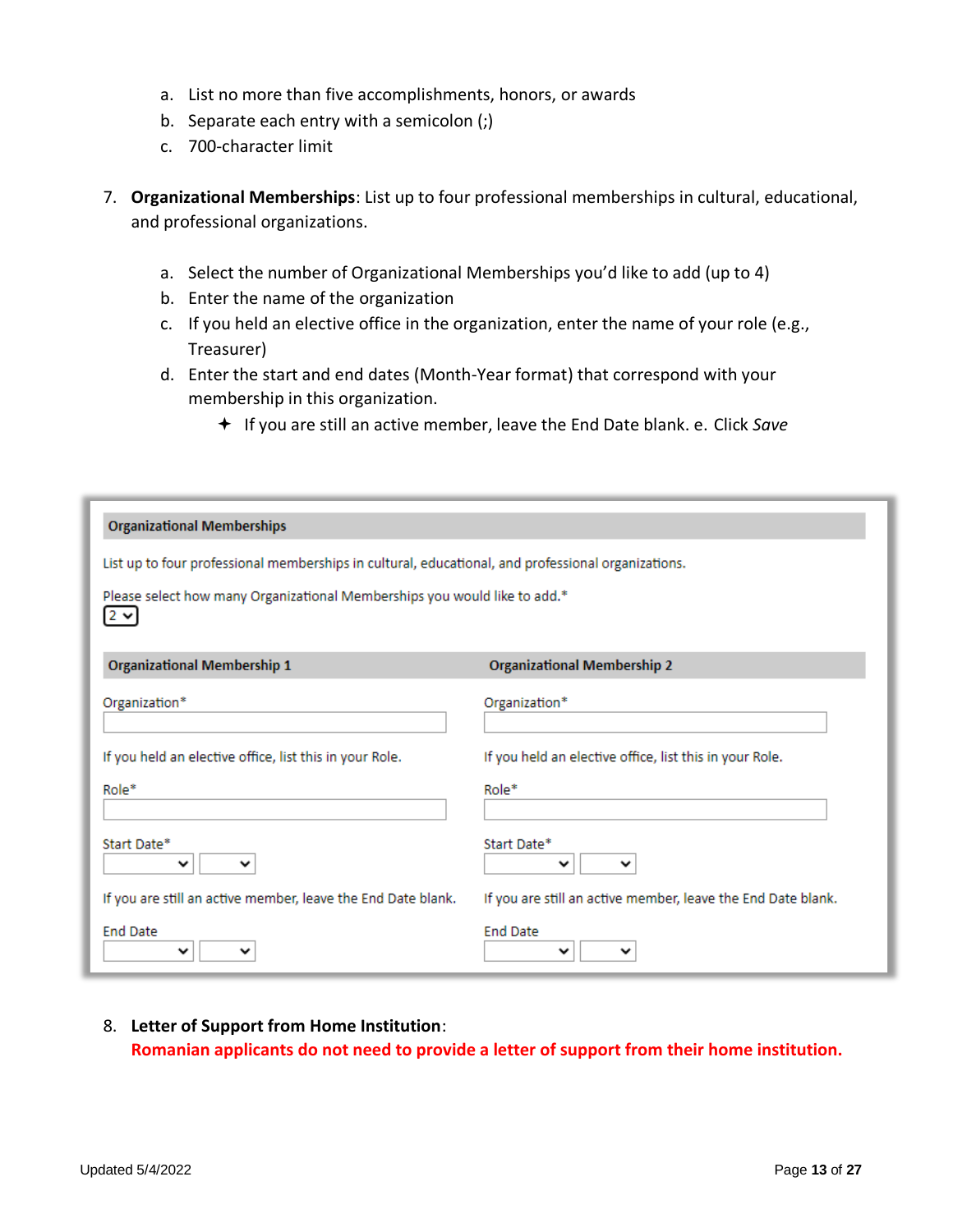a. List no more than five accomplishments, honors, or awards
b. Separate each entry with a semicolon (;)
c. 700-character limit

7. **Organizational Memberships**: List up to four professional memberships in cultural, educational, and professional organizations.

    a. Select the number of Organizational Memberships you'd like to add (up to 4)
    b. Enter the name of the organization
    c. If you held an elective office in the organization, enter the name of your role (e.g., Treasurer)
    d. Enter the start and end dates (Month-Year format) that correspond with your membership in this organization.
        - If you are still an active member, leave the End Date blank. e. Click *Save*

**Organizational Memberships**

List up to four professional memberships in cultural, educational, and professional organizations.

Please select how many Organizational Memberships you would like to add.*
[2]

| Organizational Membership 1 | Organizational Membership 2 |
|---|---|
| Organization* | Organization* |
| If you held an elective office, list this in your Role. | If you held an elective office, list this in your Role. |
| Role* | Role* |
| Start Date* | Start Date* |
| If you are still an active member, leave the End Date blank. | If you are still an active member, leave the End Date blank. |
| End Date | End Date |

8. **Letter of Support from Home Institution**:
**Romanian applicants do not need to provide a letter of support from their home institution.**

Updated 5/4/2022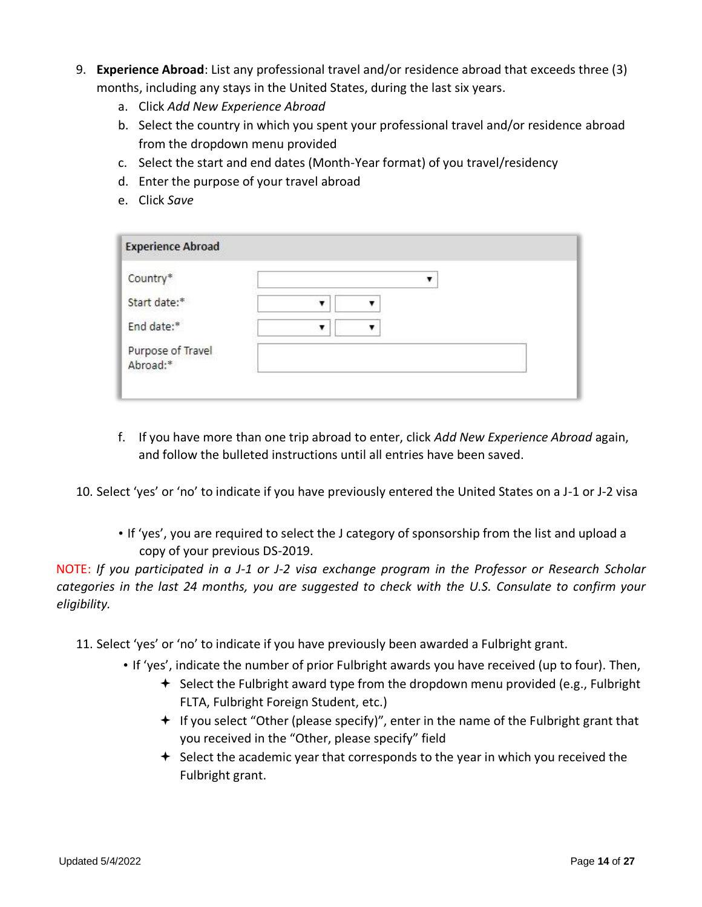9. **Experience Abroad**: List any professional travel and/or residence abroad that exceeds three (3) months, including any stays in the United States, during the last six years.
    a. Click *Add New Experience Abroad*
    b. Select the country in which you spent your professional travel and/or residence abroad from the dropdown menu provided
    c. Select the start and end dates (Month-Year format) of you travel/residency
    d. Enter the purpose of your travel abroad
    e. Click *Save*

| Experience Abroad | |
|---|---|
| Country* | |
| Start date:* | |
| End date:* | |
| Purpose of Travel Abroad:* | |

    f. If you have more than one trip abroad to enter, click *Add New Experience Abroad* again, and follow the bulleted instructions until all entries have been saved.

10. Select 'yes' or 'no' to indicate if you have previously entered the United States on a J-1 or J-2 visa

    - If 'yes', you are required to select the J category of sponsorship from the list and upload a copy of your previous DS-2019.

NOTE: *If you participated in a J-1 or J-2 visa exchange program in the Professor or Research Scholar categories in the last 24 months, you are suggested to check with the U.S. Consulate to confirm your eligibility.*

11. Select 'yes' or 'no' to indicate if you have previously been awarded a Fulbright grant.
    - If 'yes', indicate the number of prior Fulbright awards you have received (up to four). Then,
        - Select the Fulbright award type from the dropdown menu provided (e.g., Fulbright FLTA, Fulbright Foreign Student, etc.)
        - If you select "Other (please specify)", enter in the name of the Fulbright grant that you received in the "Other, please specify" field
        - Select the academic year that corresponds to the year in which you received the Fulbright grant.

Updated 5/4/2022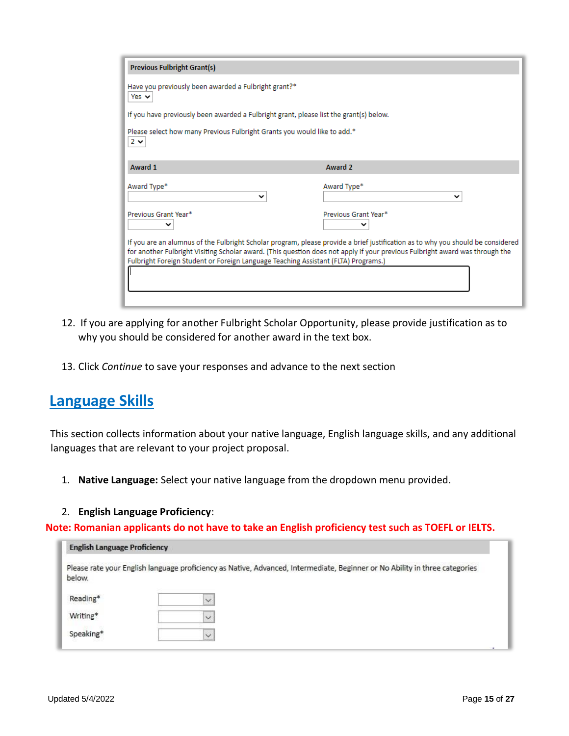**Previous Fulbright Grant(s)**

Have you previously been awarded a Fulbright grant?*
Yes

If you have previously been awarded a Fulbright grant, please list the grant(s) below.

Please select how many Previous Fulbright Grants you would like to add.*
2

| Award 1 | Award 2 |
| --- | --- |
| Award Type* | Award Type* |
| Previous Grant Year* | Previous Grant Year* |

If you are an alumnus of the Fulbright Scholar program, please provide a brief justification as to why you should be considered for another Fulbright Visiting Scholar award. (This question does not apply if your previous Fulbright award was through the Fulbright Foreign Student or Foreign Language Teaching Assistant (FLTA) Programs.)

12. If you are applying for another Fulbright Scholar Opportunity, please provide justification as to why you should be considered for another award in the text box.

13. Click *Continue* to save your responses and advance to the next section

## Language Skills

This section collects information about your native language, English language skills, and any additional languages that are relevant to your project proposal.

1. **Native Language:** Select your native language from the dropdown menu provided.

2. **English Language Proficiency**:

**Note: Romanian applicants do not have to take an English proficiency test such as TOEFL or IELTS.**

**English Language Proficiency**

Please rate your English language proficiency as Native, Advanced, Intermediate, Beginner or No Ability in three categories below.

Reading*

Writing*

Speaking*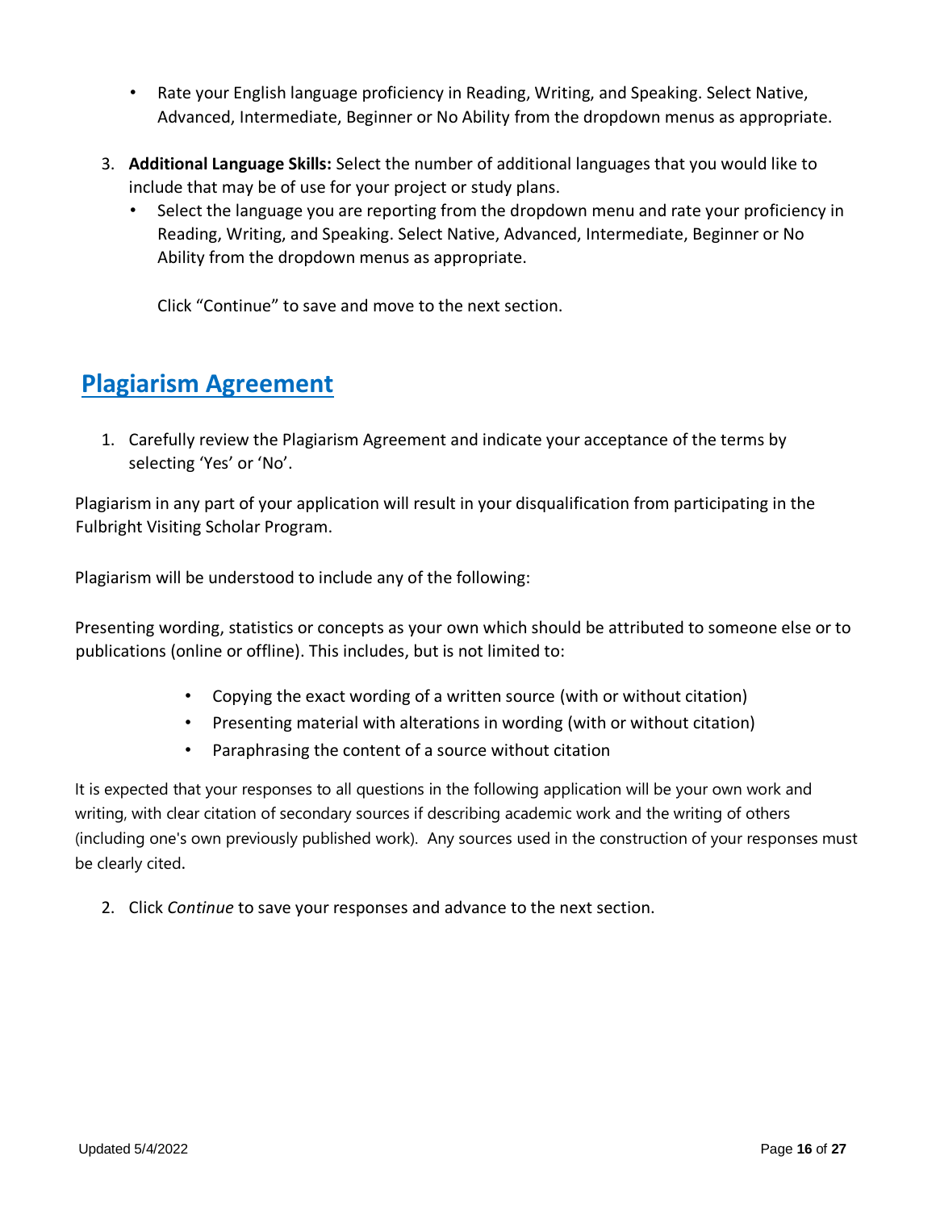- Rate your English language proficiency in Reading, Writing, and Speaking. Select Native, Advanced, Intermediate, Beginner or No Ability from the dropdown menus as appropriate.

3. **Additional Language Skills:** Select the number of additional languages that you would like to include that may be of use for your project or study plans.
   - Select the language you are reporting from the dropdown menu and rate your proficiency in Reading, Writing, and Speaking. Select Native, Advanced, Intermediate, Beginner or No Ability from the dropdown menus as appropriate.

   Click “Continue” to save and move to the next section.

## Plagiarism Agreement

1. Carefully review the Plagiarism Agreement and indicate your acceptance of the terms by selecting ‘Yes’ or ‘No’.

Plagiarism in any part of your application will result in your disqualification from participating in the Fulbright Visiting Scholar Program.

Plagiarism will be understood to include any of the following:

Presenting wording, statistics or concepts as your own which should be attributed to someone else or to publications (online or offline). This includes, but is not limited to:

- Copying the exact wording of a written source (with or without citation)
- Presenting material with alterations in wording (with or without citation)
- Paraphrasing the content of a source without citation

It is expected that your responses to all questions in the following application will be your own work and writing, with clear citation of secondary sources if describing academic work and the writing of others (including one's own previously published work). Any sources used in the construction of your responses must be clearly cited.

2. Click *Continue* to save your responses and advance to the next section.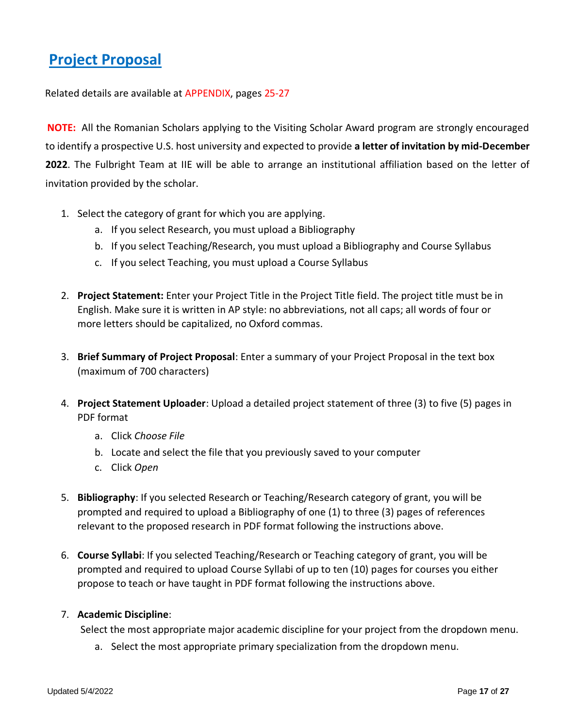## Project Proposal

Related details are available at APPENDIX, pages 25-27

**NOTE:** All the Romanian Scholars applying to the Visiting Scholar Award program are strongly encouraged to identify a prospective U.S. host university and expected to provide **a letter of invitation by mid-December 2022**. The Fulbright Team at IIE will be able to arrange an institutional affiliation based on the letter of invitation provided by the scholar.

1. Select the category of grant for which you are applying.
   a. If you select Research, you must upload a Bibliography
   b. If you select Teaching/Research, you must upload a Bibliography and Course Syllabus
   c. If you select Teaching, you must upload a Course Syllabus

2. **Project Statement:** Enter your Project Title in the Project Title field. The project title must be in English. Make sure it is written in AP style: no abbreviations, not all caps; all words of four or more letters should be capitalized, no Oxford commas.

3. **Brief Summary of Project Proposal**: Enter a summary of your Project Proposal in the text box (maximum of 700 characters)

4. **Project Statement Uploader**: Upload a detailed project statement of three (3) to five (5) pages in PDF format
   a. Click *Choose File*
   b. Locate and select the file that you previously saved to your computer
   c. Click *Open*

5. **Bibliography**: If you selected Research or Teaching/Research category of grant, you will be prompted and required to upload a Bibliography of one (1) to three (3) pages of references relevant to the proposed research in PDF format following the instructions above.

6. **Course Syllabi**: If you selected Teaching/Research or Teaching category of grant, you will be prompted and required to upload Course Syllabi of up to ten (10) pages for courses you either propose to teach or have taught in PDF format following the instructions above.

7. **Academic Discipline**:
   Select the most appropriate major academic discipline for your project from the dropdown menu.
   a. Select the most appropriate primary specialization from the dropdown menu.

Updated 5/4/2022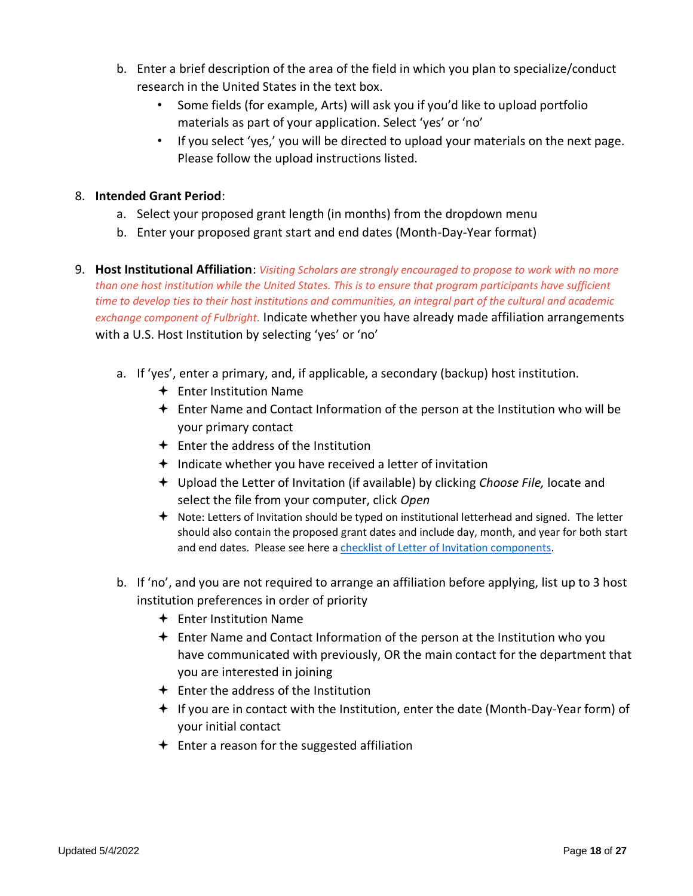b. Enter a brief description of the area of the field in which you plan to specialize/conduct research in the United States in the text box.
   - Some fields (for example, Arts) will ask you if you'd like to upload portfolio materials as part of your application. Select 'yes' or 'no'
   - If you select 'yes,' you will be directed to upload your materials on the next page. Please follow the upload instructions listed.

8. **Intended Grant Period**:
   a. Select your proposed grant length (in months) from the dropdown menu
   b. Enter your proposed grant start and end dates (Month-Day-Year format)

9. **Host Institutional Affiliation**: *Visiting Scholars are strongly encouraged to propose to work with no more than one host institution while the United States. This is to ensure that program participants have sufficient time to develop ties to their host institutions and communities, an integral part of the cultural and academic exchange component of Fulbright.* Indicate whether you have already made affiliation arrangements with a U.S. Host Institution by selecting 'yes' or 'no'

   a. If 'yes', enter a primary, and, if applicable, a secondary (backup) host institution.
      - Enter Institution Name
      - Enter Name and Contact Information of the person at the Institution who will be your primary contact
      - Enter the address of the Institution
      - Indicate whether you have received a letter of invitation
      - Upload the Letter of Invitation (if available) by clicking *Choose File,* locate and select the file from your computer, click *Open*
      - Note: Letters of Invitation should be typed on institutional letterhead and signed. The letter should also contain the proposed grant dates and include day, month, and year for both start and end dates. Please see here a checklist of Letter of Invitation components.

   b. If 'no', and you are not required to arrange an affiliation before applying, list up to 3 host institution preferences in order of priority
      - Enter Institution Name
      - Enter Name and Contact Information of the person at the Institution who you have communicated with previously, OR the main contact for the department that you are interested in joining
      - Enter the address of the Institution
      - If you are in contact with the Institution, enter the date (Month-Day-Year form) of your initial contact
      - Enter a reason for the suggested affiliation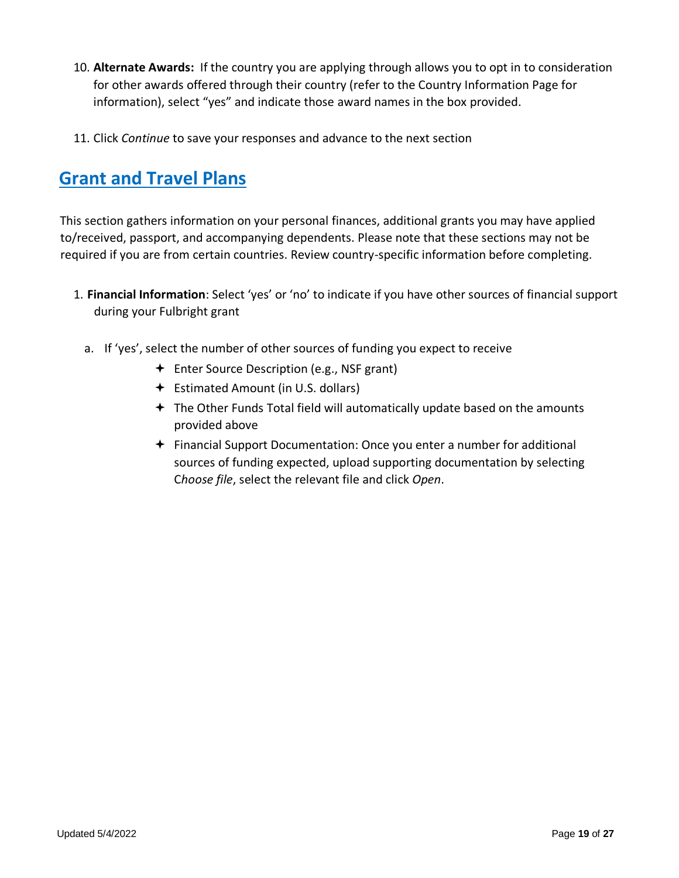10. **Alternate Awards:** If the country you are applying through allows you to opt in to consideration for other awards offered through their country (refer to the Country Information Page for information), select "yes" and indicate those award names in the box provided.

11. Click *Continue* to save your responses and advance to the next section

## Grant and Travel Plans

This section gathers information on your personal finances, additional grants you may have applied to/received, passport, and accompanying dependents. Please note that these sections may not be required if you are from certain countries. Review country-specific information before completing.

1. **Financial Information**: Select 'yes' or 'no' to indicate if you have other sources of financial support during your Fulbright grant

   a. If 'yes', select the number of other sources of funding you expect to receive
      - Enter Source Description (e.g., NSF grant)
      - Estimated Amount (in U.S. dollars)
      - The Other Funds Total field will automatically update based on the amounts provided above
      - Financial Support Documentation: Once you enter a number for additional sources of funding expected, upload supporting documentation by selecting C*hoose file*, select the relevant file and click *Open*.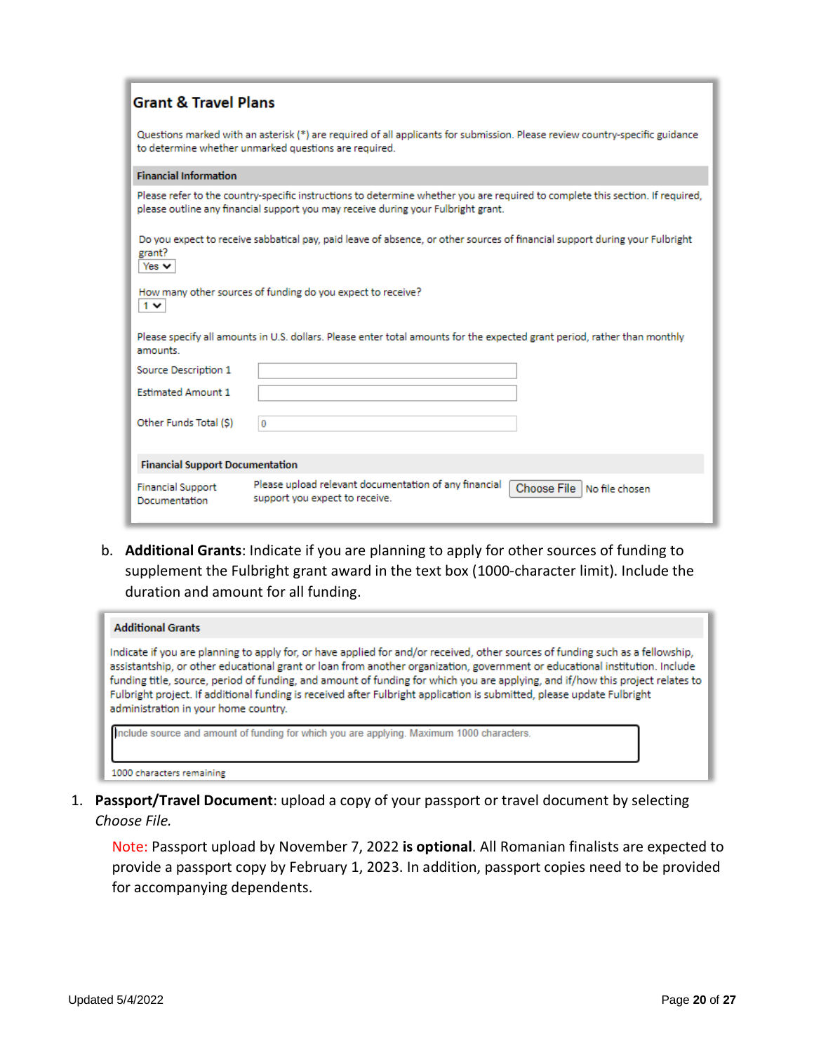**Grant & Travel Plans**

Questions marked with an asterisk (*) are required of all applicants for submission. Please review country-specific guidance to determine whether unmarked questions are required.

**Financial Information**

Please refer to the country-specific instructions to determine whether you are required to complete this section. If required, please outline any financial support you may receive during your Fulbright grant.

Do you expect to receive sabbatical pay, paid leave of absence, or other sources of financial support during your Fulbright grant?
Yes

How many other sources of funding do you expect to receive?
1

Please specify all amounts in U.S. dollars. Please enter total amounts for the expected grant period, rather than monthly amounts.

Source Description 1

Estimated Amount 1

Other Funds Total ($) 0

**Financial Support Documentation**

Financial Support Documentation — Please upload relevant documentation of any financial support you expect to receive. Choose File No file chosen

b. **Additional Grants**: Indicate if you are planning to apply for other sources of funding to supplement the Fulbright grant award in the text box (1000-character limit). Include the duration and amount for all funding.

**Additional Grants**

Indicate if you are planning to apply for, or have applied for and/or received, other sources of funding such as a fellowship, assistantship, or other educational grant or loan from another organization, government or educational institution. Include funding title, source, period of funding, and amount of funding for which you are applying, and if/how this project relates to Fulbright project. If additional funding is received after Fulbright application is submitted, please update Fulbright administration in your home country.

Include source and amount of funding for which you are applying. Maximum 1000 characters.

1000 characters remaining

1. **Passport/Travel Document**: upload a copy of your passport or travel document by selecting *Choose File.*

   Note: Passport upload by November 7, 2022 **is optional**. All Romanian finalists are expected to provide a passport copy by February 1, 2023. In addition, passport copies need to be provided for accompanying dependents.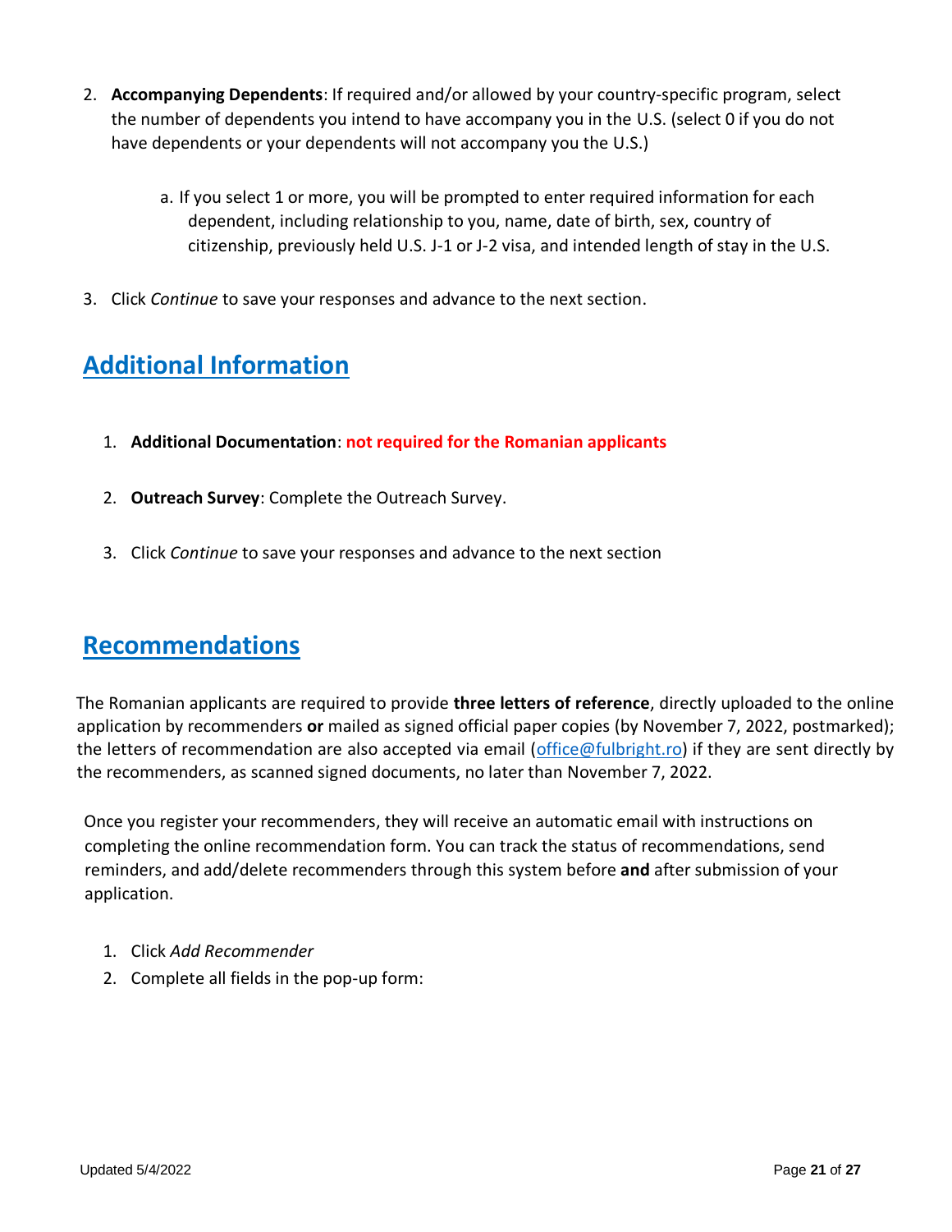2. **Accompanying Dependents**: If required and/or allowed by your country-specific program, select the number of dependents you intend to have accompany you in the U.S. (select 0 if you do not have dependents or your dependents will not accompany you the U.S.)

    a. If you select 1 or more, you will be prompted to enter required information for each dependent, including relationship to you, name, date of birth, sex, country of citizenship, previously held U.S. J-1 or J-2 visa, and intended length of stay in the U.S.

3. Click *Continue* to save your responses and advance to the next section.

## Additional Information

1. **Additional Documentation**: **not required for the Romanian applicants**

2. **Outreach Survey**: Complete the Outreach Survey.

3. Click *Continue* to save your responses and advance to the next section

## Recommendations

The Romanian applicants are required to provide **three letters of reference**, directly uploaded to the online application by recommenders **or** mailed as signed official paper copies (by November 7, 2022, postmarked); the letters of recommendation are also accepted via email (office@fulbright.ro) if they are sent directly by the recommenders, as scanned signed documents, no later than November 7, 2022.

Once you register your recommenders, they will receive an automatic email with instructions on completing the online recommendation form. You can track the status of recommendations, send reminders, and add/delete recommenders through this system before **and** after submission of your application.

1. Click *Add Recommender*
2. Complete all fields in the pop-up form: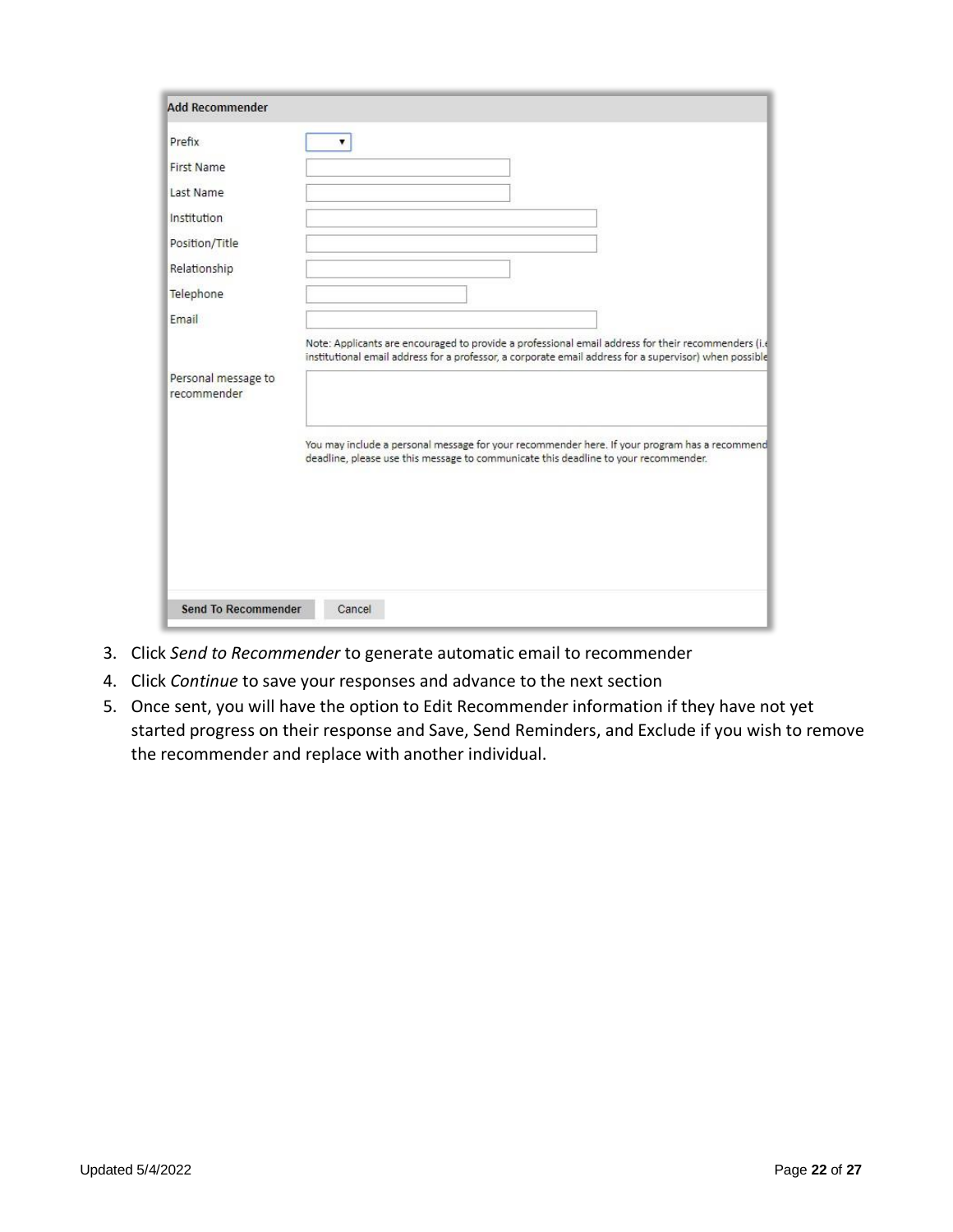**Add Recommender**

| | |
|---|---|
| Prefix | ▾ |
| First Name | |
| Last Name | |
| Institution | |
| Position/Title | |
| Relationship | |
| Telephone | |
| Email | |
| | Note: Applicants are encouraged to provide a professional email address for their recommenders (i.e institutional email address for a professor, a corporate email address for a supervisor) when possible |
| Personal message to recommender | |
| | You may include a personal message for your recommender here. If your program has a recommend deadline, please use this message to communicate this deadline to your recommender. |

Send To Recommender    Cancel

3. Click *Send to Recommender* to generate automatic email to recommender
4. Click *Continue* to save your responses and advance to the next section
5. Once sent, you will have the option to Edit Recommender information if they have not yet started progress on their response and Save, Send Reminders, and Exclude if you wish to remove the recommender and replace with another individual.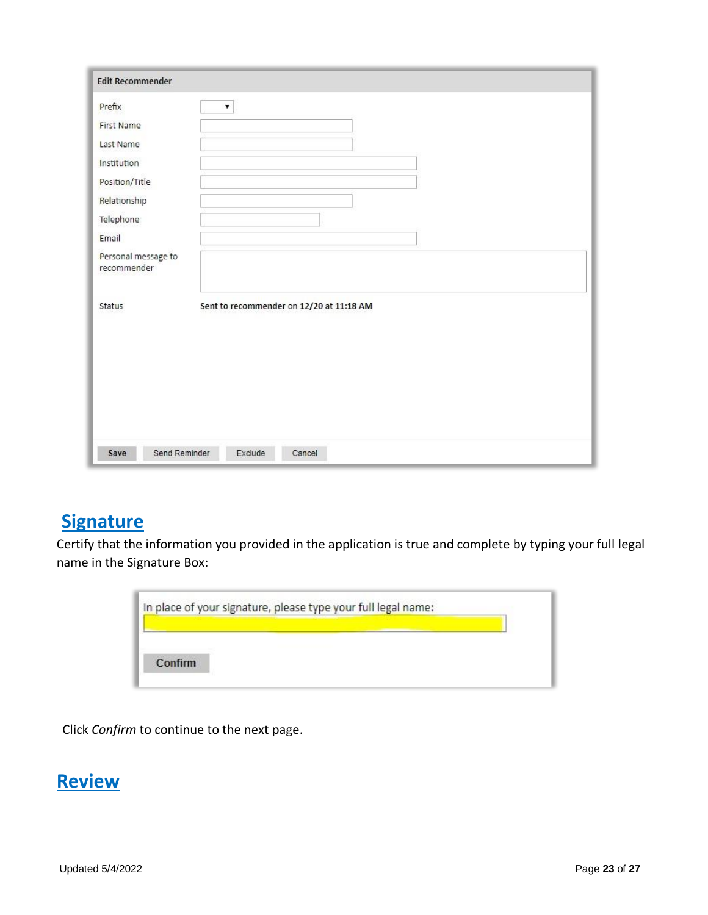**Edit Recommender**

| | |
|---|---|
| Prefix | |
| First Name | |
| Last Name | |
| Institution | |
| Position/Title | |
| Relationship | |
| Telephone | |
| Email | |
| Personal message to recommender | |
| Status | Sent to recommender on 12/20 at 11:18 AM |

Save | Send Reminder | Exclude | Cancel

## Signature

Certify that the information you provided in the application is true and complete by typing your full legal name in the Signature Box:

In place of your signature, please type your full legal name:

Confirm

Click *Confirm* to continue to the next page.

## Review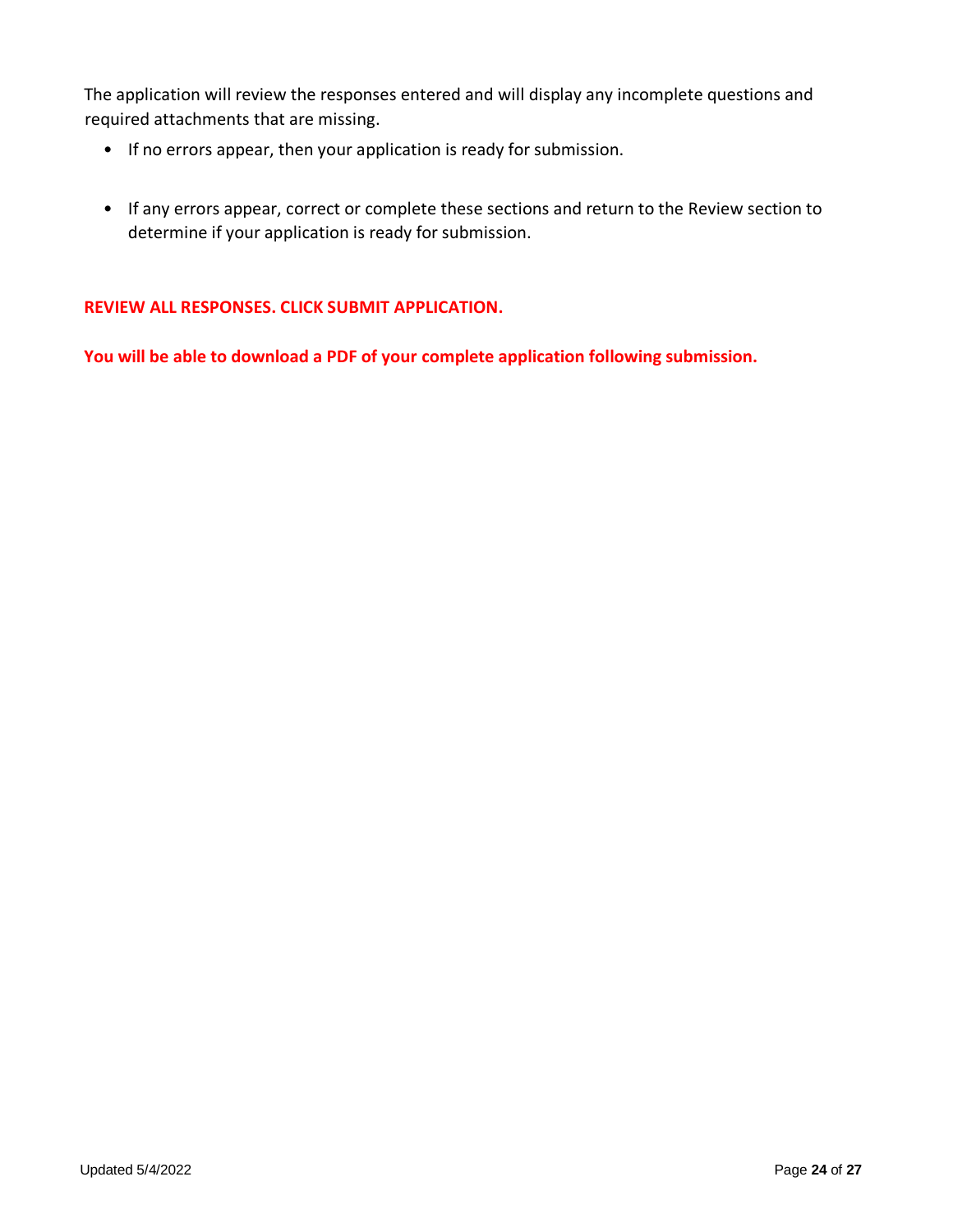The application will review the responses entered and will display any incomplete questions and required attachments that are missing.

- If no errors appear, then your application is ready for submission.
- If any errors appear, correct or complete these sections and return to the Review section to determine if your application is ready for submission.

**REVIEW ALL RESPONSES. CLICK SUBMIT APPLICATION.**

**You will be able to download a PDF of your complete application following submission.**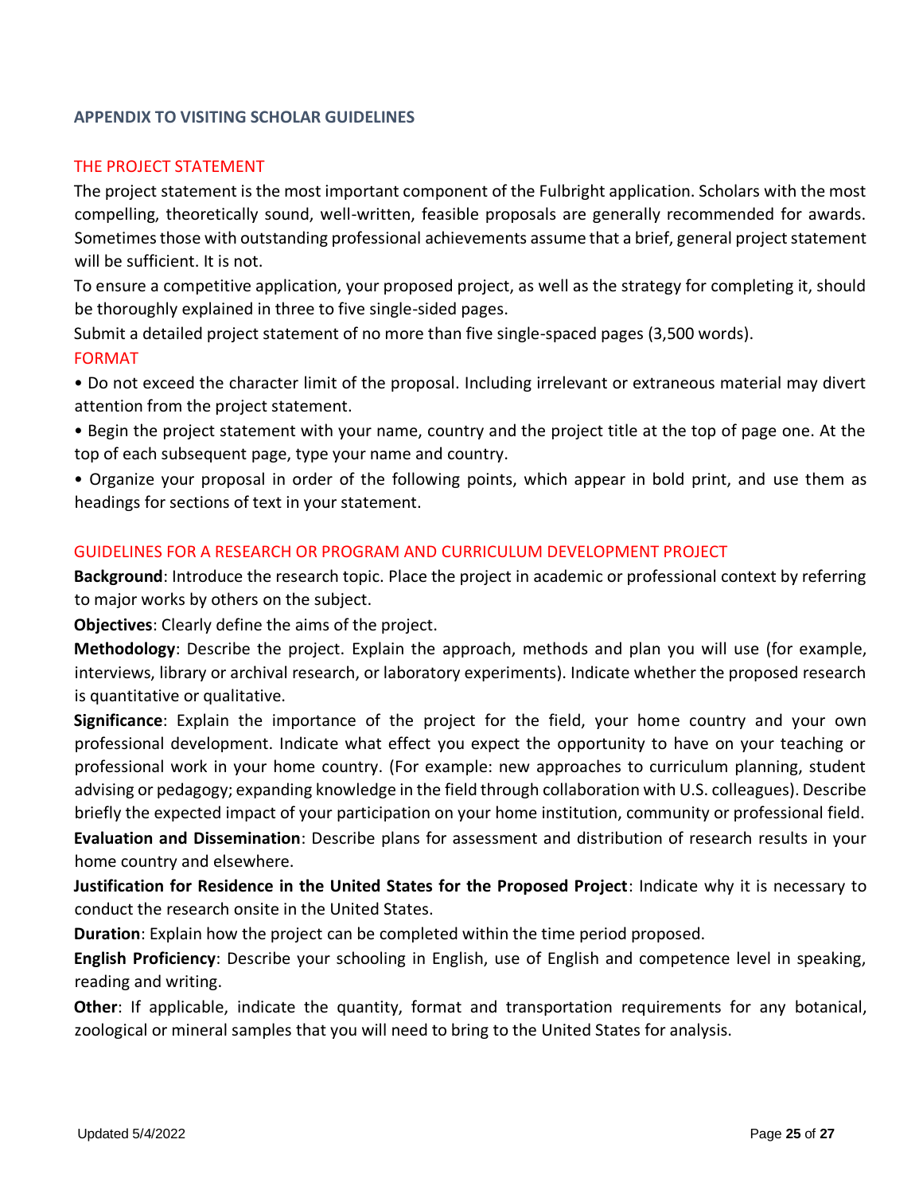## APPENDIX TO VISITING SCHOLAR GUIDELINES

### THE PROJECT STATEMENT

The project statement is the most important component of the Fulbright application. Scholars with the most compelling, theoretically sound, well-written, feasible proposals are generally recommended for awards. Sometimes those with outstanding professional achievements assume that a brief, general project statement will be sufficient. It is not.

To ensure a competitive application, your proposed project, as well as the strategy for completing it, should be thoroughly explained in three to five single-sided pages.

Submit a detailed project statement of no more than five single-spaced pages (3,500 words).

### FORMAT

- Do not exceed the character limit of the proposal. Including irrelevant or extraneous material may divert attention from the project statement.
- Begin the project statement with your name, country and the project title at the top of page one. At the top of each subsequent page, type your name and country.
- Organize your proposal in order of the following points, which appear in bold print, and use them as headings for sections of text in your statement.

### GUIDELINES FOR A RESEARCH OR PROGRAM AND CURRICULUM DEVELOPMENT PROJECT

**Background**: Introduce the research topic. Place the project in academic or professional context by referring to major works by others on the subject.

**Objectives**: Clearly define the aims of the project.

**Methodology**: Describe the project. Explain the approach, methods and plan you will use (for example, interviews, library or archival research, or laboratory experiments). Indicate whether the proposed research is quantitative or qualitative.

**Significance**: Explain the importance of the project for the field, your home country and your own professional development. Indicate what effect you expect the opportunity to have on your teaching or professional work in your home country. (For example: new approaches to curriculum planning, student advising or pedagogy; expanding knowledge in the field through collaboration with U.S. colleagues). Describe briefly the expected impact of your participation on your home institution, community or professional field.

**Evaluation and Dissemination**: Describe plans for assessment and distribution of research results in your home country and elsewhere.

**Justification for Residence in the United States for the Proposed Project**: Indicate why it is necessary to conduct the research onsite in the United States.

**Duration**: Explain how the project can be completed within the time period proposed.

**English Proficiency**: Describe your schooling in English, use of English and competence level in speaking, reading and writing.

**Other**: If applicable, indicate the quantity, format and transportation requirements for any botanical, zoological or mineral samples that you will need to bring to the United States for analysis.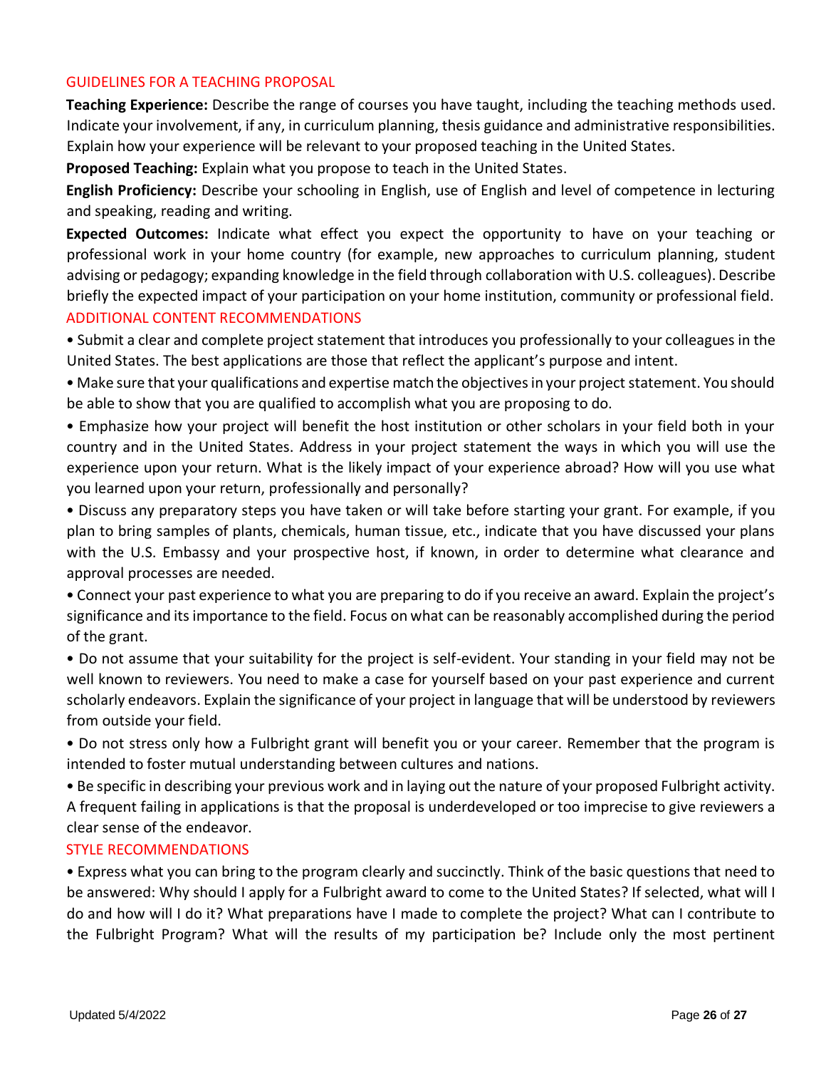## GUIDELINES FOR A TEACHING PROPOSAL

**Teaching Experience:** Describe the range of courses you have taught, including the teaching methods used. Indicate your involvement, if any, in curriculum planning, thesis guidance and administrative responsibilities. Explain how your experience will be relevant to your proposed teaching in the United States.

**Proposed Teaching:** Explain what you propose to teach in the United States.

**English Proficiency:** Describe your schooling in English, use of English and level of competence in lecturing and speaking, reading and writing.

**Expected Outcomes:** Indicate what effect you expect the opportunity to have on your teaching or professional work in your home country (for example, new approaches to curriculum planning, student advising or pedagogy; expanding knowledge in the field through collaboration with U.S. colleagues). Describe briefly the expected impact of your participation on your home institution, community or professional field.

## ADDITIONAL CONTENT RECOMMENDATIONS

- Submit a clear and complete project statement that introduces you professionally to your colleagues in the United States. The best applications are those that reflect the applicant's purpose and intent.
- Make sure that your qualifications and expertise match the objectives in your project statement. You should be able to show that you are qualified to accomplish what you are proposing to do.
- Emphasize how your project will benefit the host institution or other scholars in your field both in your country and in the United States. Address in your project statement the ways in which you will use the experience upon your return. What is the likely impact of your experience abroad? How will you use what you learned upon your return, professionally and personally?
- Discuss any preparatory steps you have taken or will take before starting your grant. For example, if you plan to bring samples of plants, chemicals, human tissue, etc., indicate that you have discussed your plans with the U.S. Embassy and your prospective host, if known, in order to determine what clearance and approval processes are needed.
- Connect your past experience to what you are preparing to do if you receive an award. Explain the project's significance and its importance to the field. Focus on what can be reasonably accomplished during the period of the grant.
- Do not assume that your suitability for the project is self-evident. Your standing in your field may not be well known to reviewers. You need to make a case for yourself based on your past experience and current scholarly endeavors. Explain the significance of your project in language that will be understood by reviewers from outside your field.
- Do not stress only how a Fulbright grant will benefit you or your career. Remember that the program is intended to foster mutual understanding between cultures and nations.
- Be specific in describing your previous work and in laying out the nature of your proposed Fulbright activity. A frequent failing in applications is that the proposal is underdeveloped or too imprecise to give reviewers a clear sense of the endeavor.

## STYLE RECOMMENDATIONS

- Express what you can bring to the program clearly and succinctly. Think of the basic questions that need to be answered: Why should I apply for a Fulbright award to come to the United States? If selected, what will I do and how will I do it? What preparations have I made to complete the project? What can I contribute to the Fulbright Program? What will the results of my participation be? Include only the most pertinent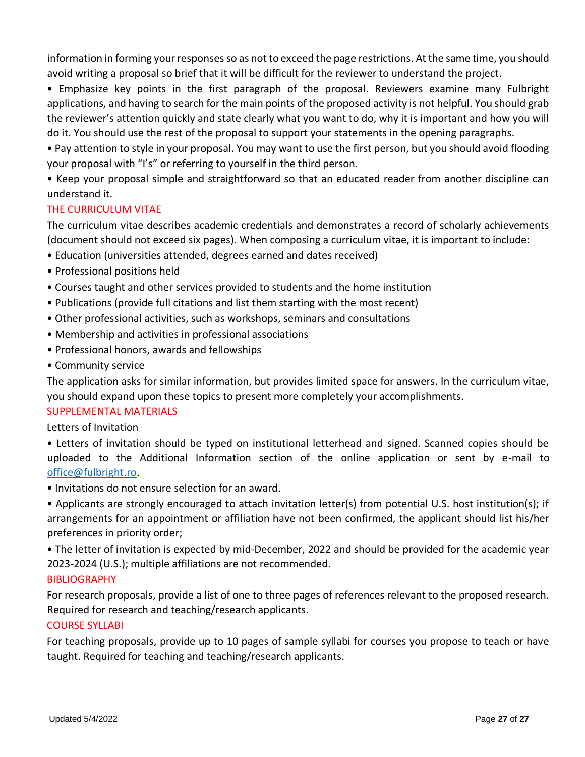information in forming your responses so as not to exceed the page restrictions. At the same time, you should avoid writing a proposal so brief that it will be difficult for the reviewer to understand the project.

- Emphasize key points in the first paragraph of the proposal. Reviewers examine many Fulbright applications, and having to search for the main points of the proposed activity is not helpful. You should grab the reviewer's attention quickly and state clearly what you want to do, why it is important and how you will do it. You should use the rest of the proposal to support your statements in the opening paragraphs.
- Pay attention to style in your proposal. You may want to use the first person, but you should avoid flooding your proposal with "I's" or referring to yourself in the third person.
- Keep your proposal simple and straightforward so that an educated reader from another discipline can understand it.

## THE CURRICULUM VITAE

The curriculum vitae describes academic credentials and demonstrates a record of scholarly achievements (document should not exceed six pages). When composing a curriculum vitae, it is important to include:

- Education (universities attended, degrees earned and dates received)
- Professional positions held
- Courses taught and other services provided to students and the home institution
- Publications (provide full citations and list them starting with the most recent)
- Other professional activities, such as workshops, seminars and consultations
- Membership and activities in professional associations
- Professional honors, awards and fellowships
- Community service

The application asks for similar information, but provides limited space for answers. In the curriculum vitae, you should expand upon these topics to present more completely your accomplishments.

## SUPPLEMENTAL MATERIALS

Letters of Invitation

- Letters of invitation should be typed on institutional letterhead and signed. Scanned copies should be uploaded to the Additional Information section of the online application or sent by e-mail to office@fulbright.ro.
- Invitations do not ensure selection for an award.
- Applicants are strongly encouraged to attach invitation letter(s) from potential U.S. host institution(s); if arrangements for an appointment or affiliation have not been confirmed, the applicant should list his/her preferences in priority order;
- The letter of invitation is expected by mid-December, 2022 and should be provided for the academic year 2023-2024 (U.S.); multiple affiliations are not recommended.

## BIBLIOGRAPHY

For research proposals, provide a list of one to three pages of references relevant to the proposed research. Required for research and teaching/research applicants.

## COURSE SYLLABI

For teaching proposals, provide up to 10 pages of sample syllabi for courses you propose to teach or have taught. Required for teaching and teaching/research applicants.